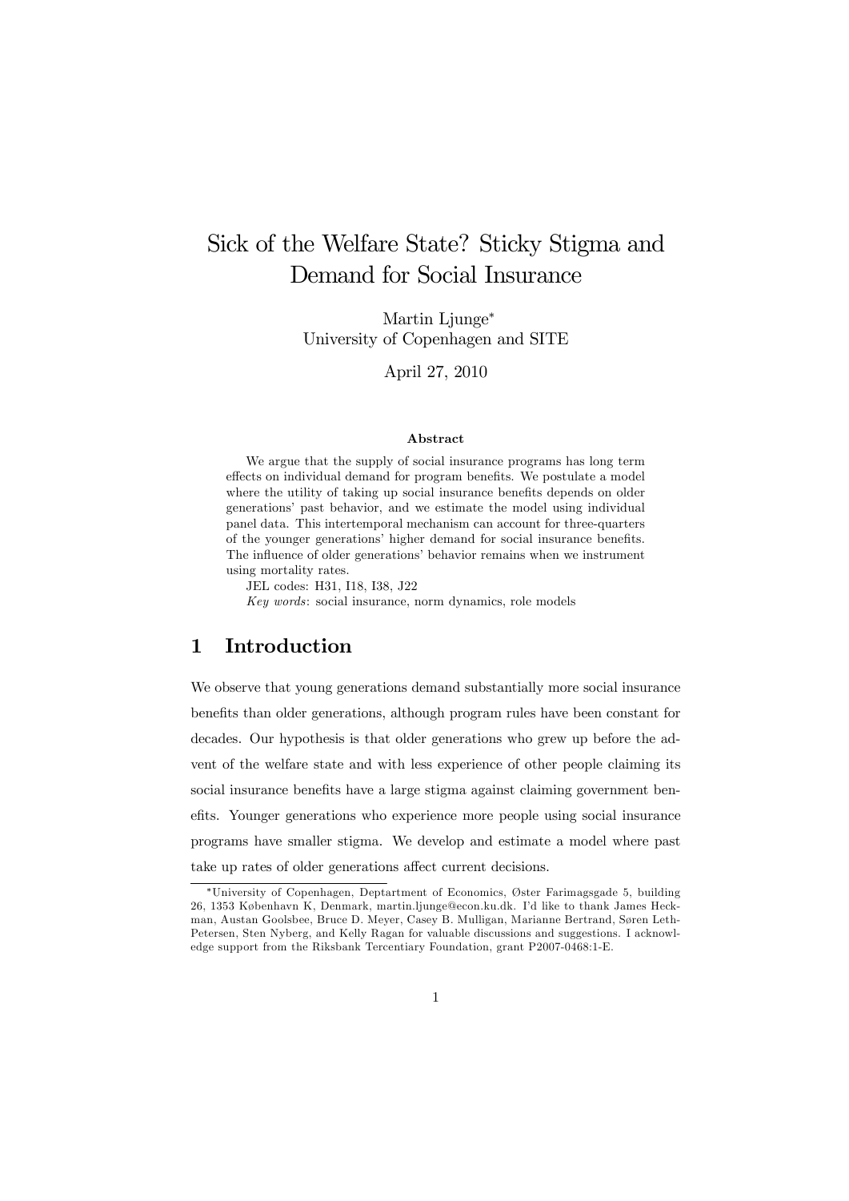# Sick of the Welfare State? Sticky Stigma and Demand for Social Insurance

Martin Ljunge*
University of Copenhagen and SITE

April 27, 2010

### Abstract

We argue that the supply of social insurance programs has long term effects on individual demand for program benefits. We postulate a model where the utility of taking up social insurance benefits depends on older generations' past behavior, and we estimate the model using individual panel data. This intertemporal mechanism can account for three-quarters of the younger generations' higher demand for social insurance benefits. The influence of older generations' behavior remains when we instrument using mortality rates.

JEL codes: H31, I18, I38, J22

*Key words*: social insurance, norm dynamics, role models

## 1 Introduction

We observe that young generations demand substantially more social insurance benefits than older generations, although program rules have been constant for decades. Our hypothesis is that older generations who grew up before the advent of the welfare state and with less experience of other people claiming its social insurance benefits have a large stigma against claiming government benefits. Younger generations who experience more people using social insurance programs have smaller stigma. We develop and estimate a model where past take up rates of older generations affect current decisions.

*University of Copenhagen, Deptartment of Economics, Øster Farimagsgade 5, building 26, 1353 København K, Denmark, martin.ljunge@econ.ku.dk. I'd like to thank James Heckman, Austan Goolsbee, Bruce D. Meyer, Casey B. Mulligan, Marianne Bertrand, Søren Leth-Petersen, Sten Nyberg, and Kelly Ragan for valuable discussions and suggestions. I acknowledge support from the Riksbank Tercentiary Foundation, grant P2007-0468:1-E.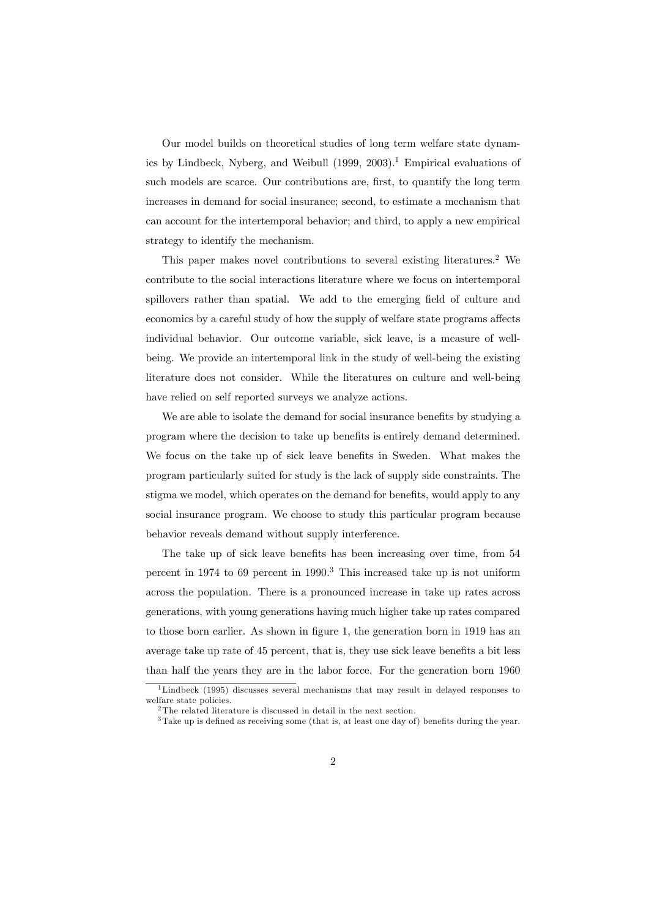Our model builds on theoretical studies of long term welfare state dynamics by Lindbeck, Nyberg, and Weibull (1999, 2003).[1] Empirical evaluations of such models are scarce. Our contributions are, first, to quantify the long term increases in demand for social insurance; second, to estimate a mechanism that can account for the intertemporal behavior; and third, to apply a new empirical strategy to identify the mechanism.

This paper makes novel contributions to several existing literatures.[2] We contribute to the social interactions literature where we focus on intertemporal spillovers rather than spatial. We add to the emerging field of culture and economics by a careful study of how the supply of welfare state programs affects individual behavior. Our outcome variable, sick leave, is a measure of well-being. We provide an intertemporal link in the study of well-being the existing literature does not consider. While the literatures on culture and well-being have relied on self reported surveys we analyze actions.

We are able to isolate the demand for social insurance benefits by studying a program where the decision to take up benefits is entirely demand determined. We focus on the take up of sick leave benefits in Sweden. What makes the program particularly suited for study is the lack of supply side constraints. The stigma we model, which operates on the demand for benefits, would apply to any social insurance program. We choose to study this particular program because behavior reveals demand without supply interference.

The take up of sick leave benefits has been increasing over time, from 54 percent in 1974 to 69 percent in 1990.[3] This increased take up is not uniform across the population. There is a pronounced increase in take up rates across generations, with young generations having much higher take up rates compared to those born earlier. As shown in figure 1, the generation born in 1919 has an average take up rate of 45 percent, that is, they use sick leave benefits a bit less than half the years they are in the labor force. For the generation born 1960

[1] Lindbeck (1995) discusses several mechanisms that may result in delayed responses to welfare state policies.

[2] The related literature is discussed in detail in the next section.

[3] Take up is defined as receiving some (that is, at least one day of) benefits during the year.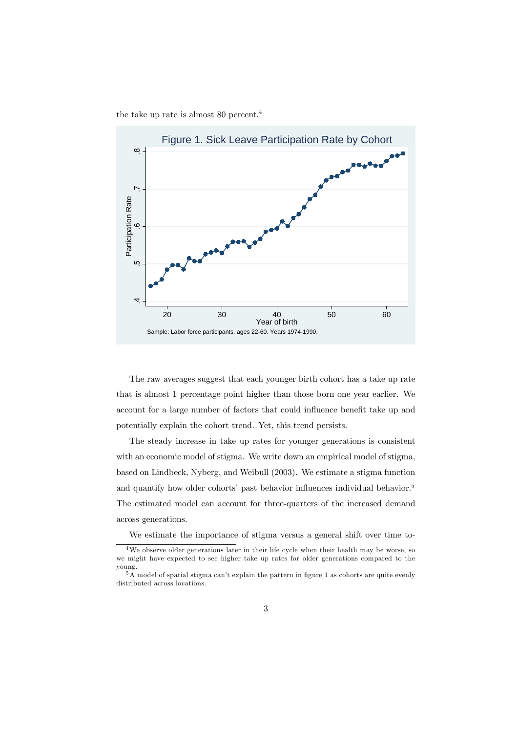the take up rate is almost 80 percent.[4]

Figure 1. Sick Leave Participation Rate by Cohort

Sample: Labor force participants, ages 22-60. Years 1974-1990.

The raw averages suggest that each younger birth cohort has a take up rate that is almost 1 percentage point higher than those born one year earlier. We account for a large number of factors that could influence benefit take up and potentially explain the cohort trend. Yet, this trend persists.

The steady increase in take up rates for younger generations is consistent with an economic model of stigma. We write down an empirical model of stigma, based on Lindbeck, Nyberg, and Weibull (2003). We estimate a stigma function and quantify how older cohorts' past behavior influences individual behavior.[5] The estimated model can account for three-quarters of the increased demand across generations.

We estimate the importance of stigma versus a general shift over time to-

[4] We observe older generations later in their life cycle when their health may be worse, so we might have expected to see higher take up rates for older generations compared to the young.

[5] A model of spatial stigma can't explain the pattern in figure 1 as cohorts are quite evenly distributed across locations.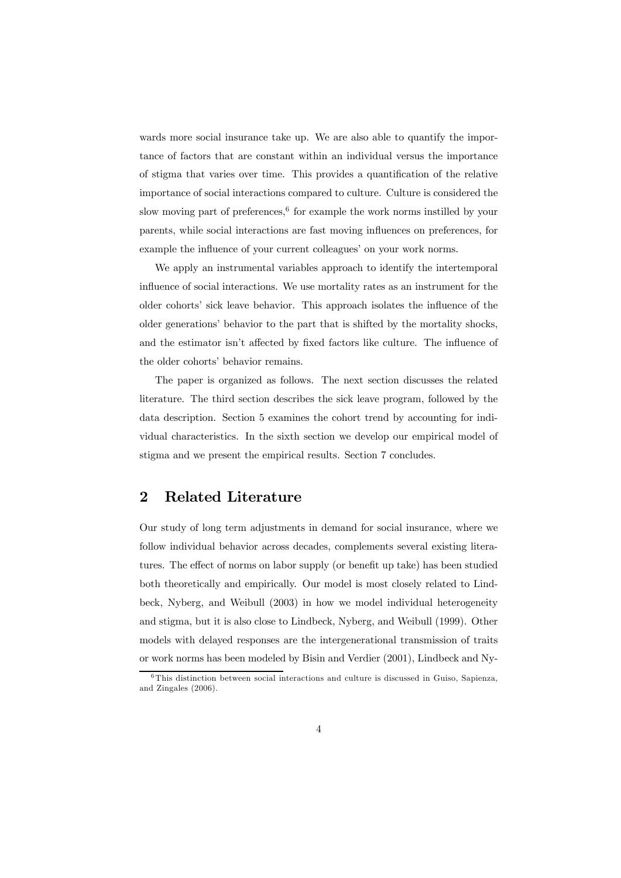wards more social insurance take up. We are also able to quantify the importance of factors that are constant within an individual versus the importance of stigma that varies over time. This provides a quantification of the relative importance of social interactions compared to culture. Culture is considered the slow moving part of preferences,[6] for example the work norms instilled by your parents, while social interactions are fast moving influences on preferences, for example the influence of your current colleagues' on your work norms.

We apply an instrumental variables approach to identify the intertemporal influence of social interactions. We use mortality rates as an instrument for the older cohorts' sick leave behavior. This approach isolates the influence of the older generations' behavior to the part that is shifted by the mortality shocks, and the estimator isn't affected by fixed factors like culture. The influence of the older cohorts' behavior remains.

The paper is organized as follows. The next section discusses the related literature. The third section describes the sick leave program, followed by the data description. Section 5 examines the cohort trend by accounting for individual characteristics. In the sixth section we develop our empirical model of stigma and we present the empirical results. Section 7 concludes.

## 2 Related Literature

Our study of long term adjustments in demand for social insurance, where we follow individual behavior across decades, complements several existing literatures. The effect of norms on labor supply (or benefit up take) has been studied both theoretically and empirically. Our model is most closely related to Lindbeck, Nyberg, and Weibull (2003) in how we model individual heterogeneity and stigma, but it is also close to Lindbeck, Nyberg, and Weibull (1999). Other models with delayed responses are the intergenerational transmission of traits or work norms has been modeled by Bisin and Verdier (2001), Lindbeck and Ny-

[6] This distinction between social interactions and culture is discussed in Guiso, Sapienza, and Zingales (2006).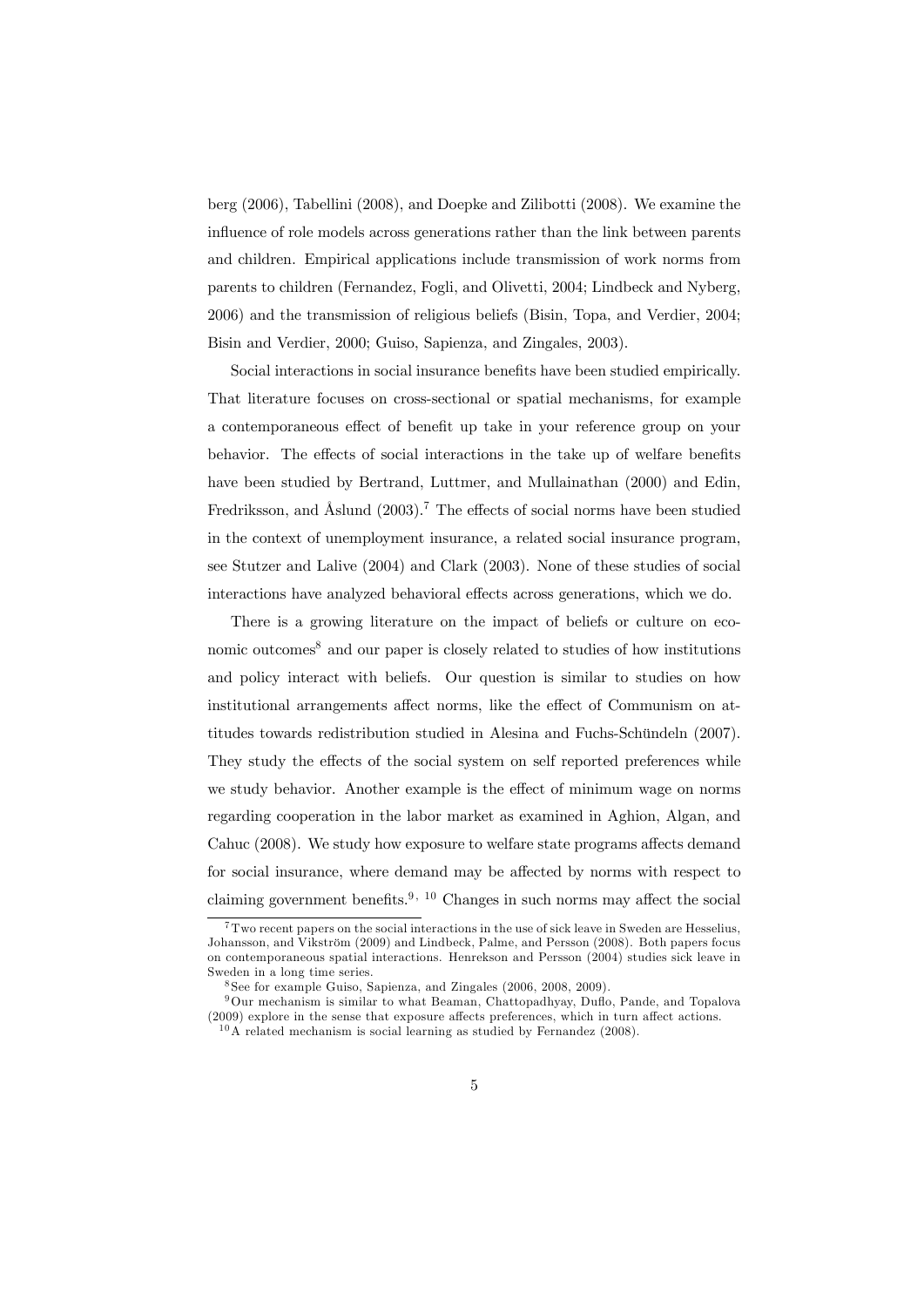berg (2006), Tabellini (2008), and Doepke and Zilibotti (2008). We examine the influence of role models across generations rather than the link between parents and children. Empirical applications include transmission of work norms from parents to children (Fernandez, Fogli, and Olivetti, 2004; Lindbeck and Nyberg, 2006) and the transmission of religious beliefs (Bisin, Topa, and Verdier, 2004; Bisin and Verdier, 2000; Guiso, Sapienza, and Zingales, 2003).

Social interactions in social insurance benefits have been studied empirically. That literature focuses on cross-sectional or spatial mechanisms, for example a contemporaneous effect of benefit up take in your reference group on your behavior. The effects of social interactions in the take up of welfare benefits have been studied by Bertrand, Luttmer, and Mullainathan (2000) and Edin, Fredriksson, and Åslund (2003).[7] The effects of social norms have been studied in the context of unemployment insurance, a related social insurance program, see Stutzer and Lalive (2004) and Clark (2003). None of these studies of social interactions have analyzed behavioral effects across generations, which we do.

There is a growing literature on the impact of beliefs or culture on economic outcomes[8] and our paper is closely related to studies of how institutions and policy interact with beliefs. Our question is similar to studies on how institutional arrangements affect norms, like the effect of Communism on attitudes towards redistribution studied in Alesina and Fuchs-Schündeln (2007). They study the effects of the social system on self reported preferences while we study behavior. Another example is the effect of minimum wage on norms regarding cooperation in the labor market as examined in Aghion, Algan, and Cahuc (2008). We study how exposure to welfare state programs affects demand for social insurance, where demand may be affected by norms with respect to claiming government benefits.[9, 10] Changes in such norms may affect the social

[7] Two recent papers on the social interactions in the use of sick leave in Sweden are Hesselius, Johansson, and Vikström (2009) and Lindbeck, Palme, and Persson (2008). Both papers focus on contemporaneous spatial interactions. Henrekson and Persson (2004) studies sick leave in Sweden in a long time series.

[8] See for example Guiso, Sapienza, and Zingales (2006, 2008, 2009).

[9] Our mechanism is similar to what Beaman, Chattopadhyay, Duflo, Pande, and Topalova (2009) explore in the sense that exposure affects preferences, which in turn affect actions.

[10] A related mechanism is social learning as studied by Fernandez (2008).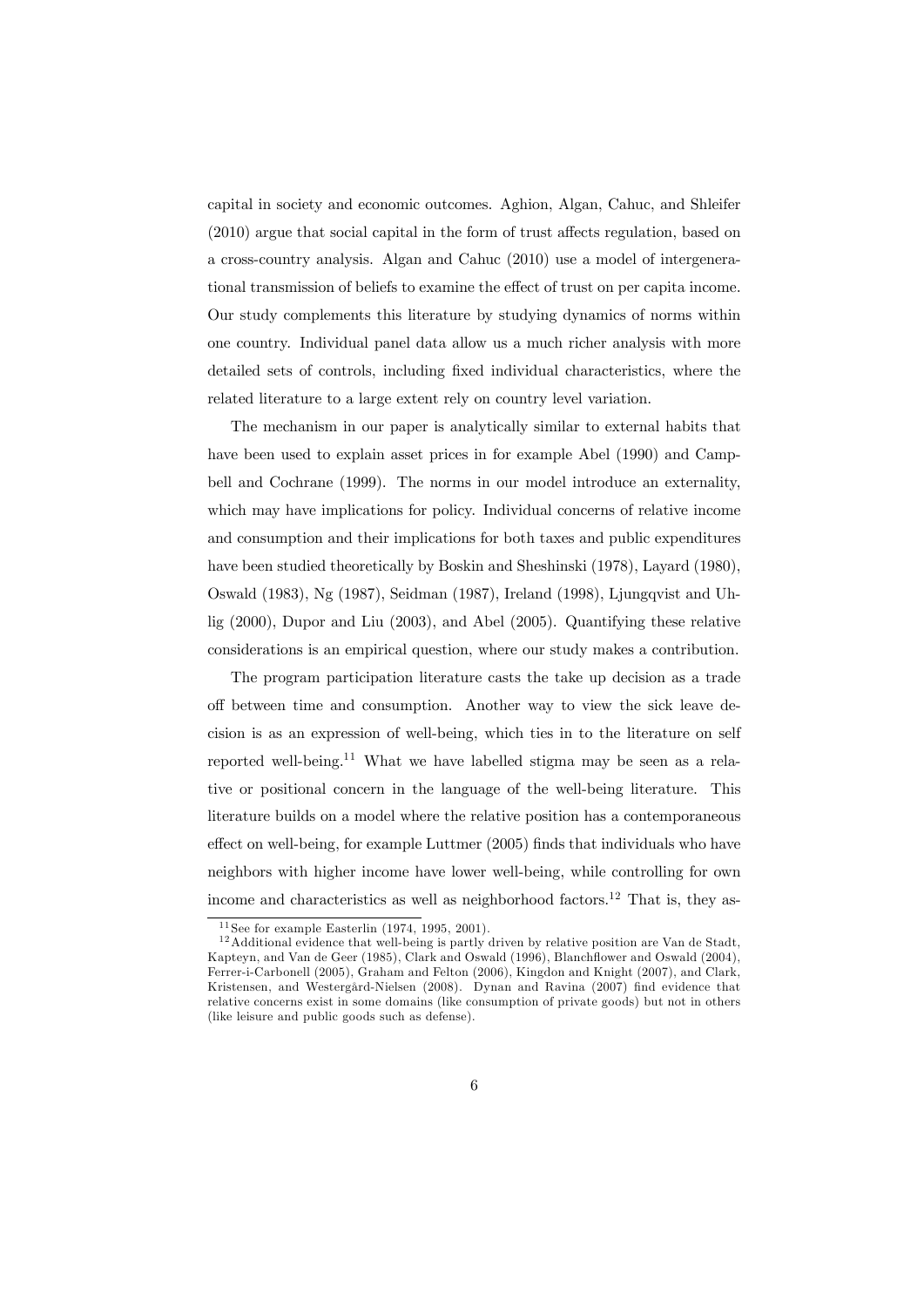capital in society and economic outcomes. Aghion, Algan, Cahuc, and Shleifer (2010) argue that social capital in the form of trust affects regulation, based on a cross-country analysis. Algan and Cahuc (2010) use a model of intergenerational transmission of beliefs to examine the effect of trust on per capita income. Our study complements this literature by studying dynamics of norms within one country. Individual panel data allow us a much richer analysis with more detailed sets of controls, including fixed individual characteristics, where the related literature to a large extent rely on country level variation.

The mechanism in our paper is analytically similar to external habits that have been used to explain asset prices in for example Abel (1990) and Campbell and Cochrane (1999). The norms in our model introduce an externality, which may have implications for policy. Individual concerns of relative income and consumption and their implications for both taxes and public expenditures have been studied theoretically by Boskin and Sheshinski (1978), Layard (1980), Oswald (1983), Ng (1987), Seidman (1987), Ireland (1998), Ljungqvist and Uhlig (2000), Dupor and Liu (2003), and Abel (2005). Quantifying these relative considerations is an empirical question, where our study makes a contribution.

The program participation literature casts the take up decision as a trade off between time and consumption. Another way to view the sick leave decision is as an expression of well-being, which ties in to the literature on self reported well-being.[11] What we have labelled stigma may be seen as a relative or positional concern in the language of the well-being literature. This literature builds on a model where the relative position has a contemporaneous effect on well-being, for example Luttmer (2005) finds that individuals who have neighbors with higher income have lower well-being, while controlling for own income and characteristics as well as neighborhood factors.[12] That is, they as-

[11] See for example Easterlin (1974, 1995, 2001).

[12] Additional evidence that well-being is partly driven by relative position are Van de Stadt, Kapteyn, and Van de Geer (1985), Clark and Oswald (1996), Blanchflower and Oswald (2004), Ferrer-i-Carbonell (2005), Graham and Felton (2006), Kingdon and Knight (2007), and Clark, Kristensen, and Westergård-Nielsen (2008). Dynan and Ravina (2007) find evidence that relative concerns exist in some domains (like consumption of private goods) but not in others (like leisure and public goods such as defense).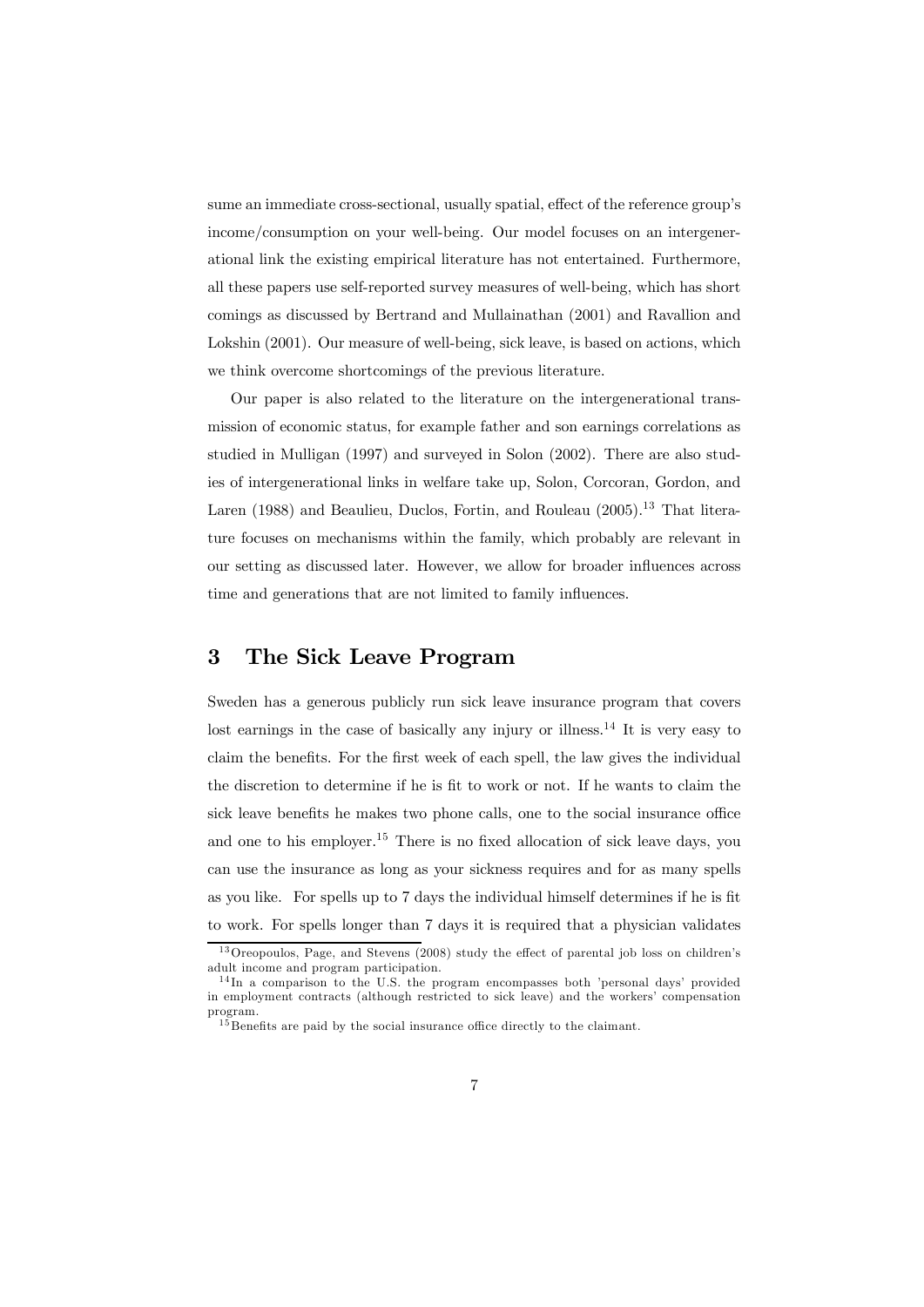sume an immediate cross-sectional, usually spatial, effect of the reference group's income/consumption on your well-being. Our model focuses on an intergenerational link the existing empirical literature has not entertained. Furthermore, all these papers use self-reported survey measures of well-being, which has short comings as discussed by Bertrand and Mullainathan (2001) and Ravallion and Lokshin (2001). Our measure of well-being, sick leave, is based on actions, which we think overcome shortcomings of the previous literature.

Our paper is also related to the literature on the intergenerational transmission of economic status, for example father and son earnings correlations as studied in Mulligan (1997) and surveyed in Solon (2002). There are also studies of intergenerational links in welfare take up, Solon, Corcoran, Gordon, and Laren (1988) and Beaulieu, Duclos, Fortin, and Rouleau (2005).[13] That literature focuses on mechanisms within the family, which probably are relevant in our setting as discussed later. However, we allow for broader influences across time and generations that are not limited to family influences.

## 3 The Sick Leave Program

Sweden has a generous publicly run sick leave insurance program that covers lost earnings in the case of basically any injury or illness.[14] It is very easy to claim the benefits. For the first week of each spell, the law gives the individual the discretion to determine if he is fit to work or not. If he wants to claim the sick leave benefits he makes two phone calls, one to the social insurance office and one to his employer.[15] There is no fixed allocation of sick leave days, you can use the insurance as long as your sickness requires and for as many spells as you like. For spells up to 7 days the individual himself determines if he is fit to work. For spells longer than 7 days it is required that a physician validates

[13] Oreopoulos, Page, and Stevens (2008) study the effect of parental job loss on children's adult income and program participation.

[14] In a comparison to the U.S. the program encompasses both 'personal days' provided in employment contracts (although restricted to sick leave) and the workers' compensation program.

[15] Benefits are paid by the social insurance office directly to the claimant.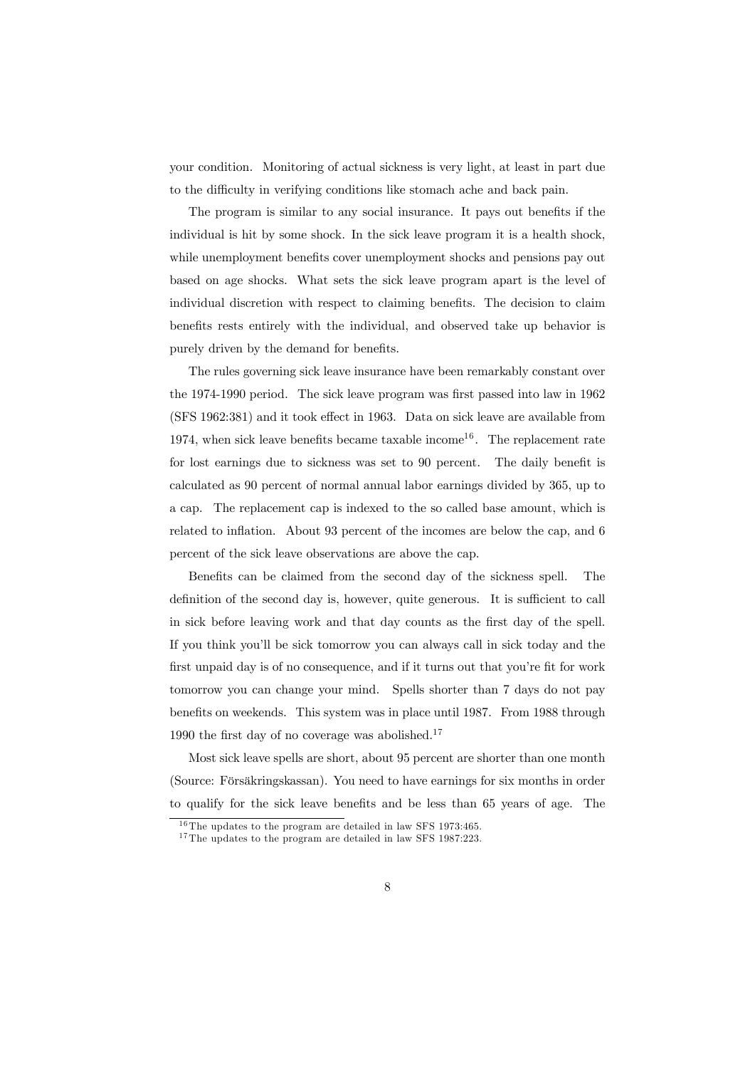your condition. Monitoring of actual sickness is very light, at least in part due to the difficulty in verifying conditions like stomach ache and back pain.

The program is similar to any social insurance. It pays out benefits if the individual is hit by some shock. In the sick leave program it is a health shock, while unemployment benefits cover unemployment shocks and pensions pay out based on age shocks. What sets the sick leave program apart is the level of individual discretion with respect to claiming benefits. The decision to claim benefits rests entirely with the individual, and observed take up behavior is purely driven by the demand for benefits.

The rules governing sick leave insurance have been remarkably constant over the 1974-1990 period. The sick leave program was first passed into law in 1962 (SFS 1962:381) and it took effect in 1963. Data on sick leave are available from 1974, when sick leave benefits became taxable income[16]. The replacement rate for lost earnings due to sickness was set to 90 percent. The daily benefit is calculated as 90 percent of normal annual labor earnings divided by 365, up to a cap. The replacement cap is indexed to the so called base amount, which is related to inflation. About 93 percent of the incomes are below the cap, and 6 percent of the sick leave observations are above the cap.

Benefits can be claimed from the second day of the sickness spell. The definition of the second day is, however, quite generous. It is sufficient to call in sick before leaving work and that day counts as the first day of the spell. If you think you'll be sick tomorrow you can always call in sick today and the first unpaid day is of no consequence, and if it turns out that you're fit for work tomorrow you can change your mind. Spells shorter than 7 days do not pay benefits on weekends. This system was in place until 1987. From 1988 through 1990 the first day of no coverage was abolished.[17]

Most sick leave spells are short, about 95 percent are shorter than one month (Source: Försäkringskassan). You need to have earnings for six months in order to qualify for the sick leave benefits and be less than 65 years of age. The

[16] The updates to the program are detailed in law SFS 1973:465.

[17] The updates to the program are detailed in law SFS 1987:223.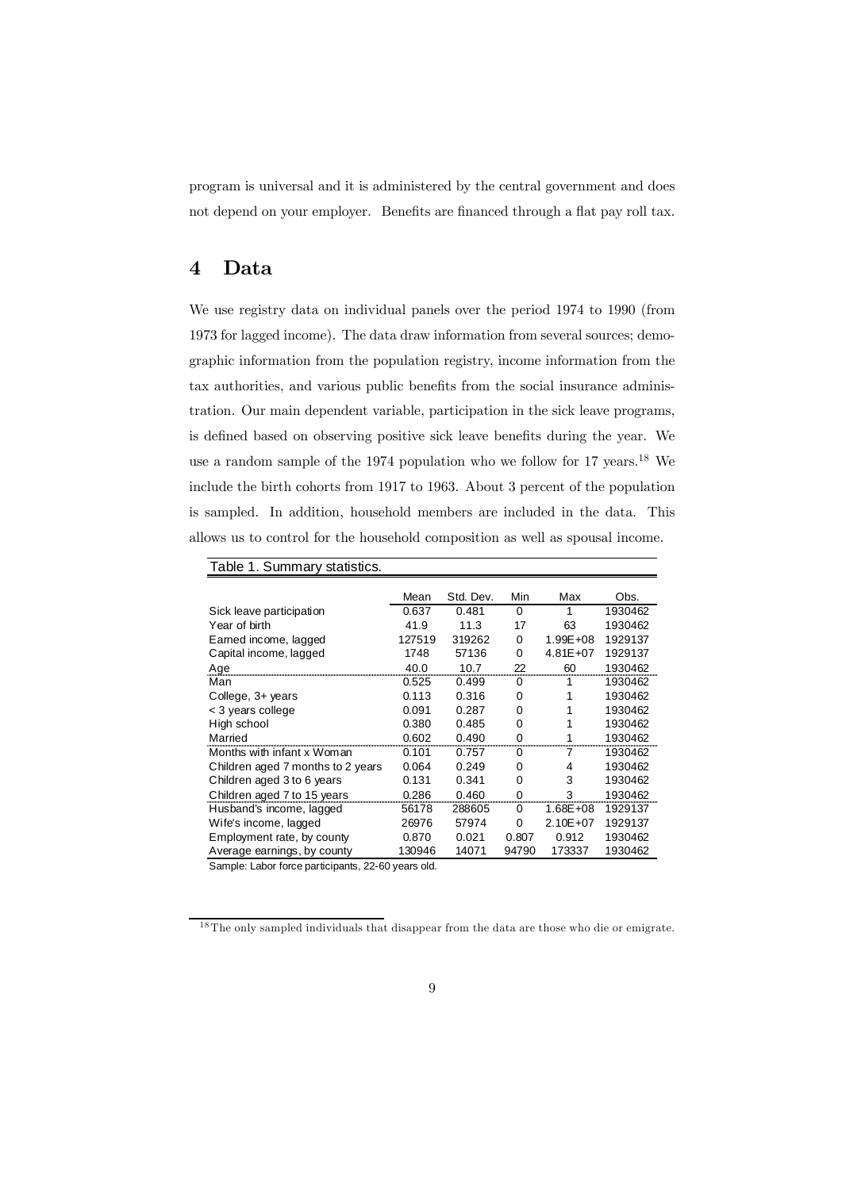program is universal and it is administered by the central government and does not depend on your employer. Benefits are financed through a flat pay roll tax.

# 4 Data

We use registry data on individual panels over the period 1974 to 1990 (from 1973 for lagged income). The data draw information from several sources; demographic information from the population registry, income information from the tax authorities, and various public benefits from the social insurance administration. Our main dependent variable, participation in the sick leave programs, is defined based on observing positive sick leave benefits during the year. We use a random sample of the 1974 population who we follow for 17 years.[18] We include the birth cohorts from 1917 to 1963. About 3 percent of the population is sampled. In addition, household members are included in the data. This allows us to control for the household composition as well as spousal income.

Table 1. Summary statistics.

| | Mean | Std. Dev. | Min | Max | Obs. |
|---|---|---|---|---|---|
| Sick leave participation | 0.637 | 0.481 | 0 | 1 | 1930462 |
| Year of birth | 41.9 | 11.3 | 17 | 63 | 1930462 |
| Earned income, lagged | 127519 | 319262 | 0 | 1.99E+08 | 1929137 |
| Capital income, lagged | 1748 | 57136 | 0 | 4.81E+07 | 1929137 |
| Age | 40.0 | 10.7 | 22 | 60 | 1930462 |
| Man | 0.525 | 0.499 | 0 | 1 | 1930462 |
| College, 3+ years | 0.113 | 0.316 | 0 | 1 | 1930462 |
| < 3 years college | 0.091 | 0.287 | 0 | 1 | 1930462 |
| High school | 0.380 | 0.485 | 0 | 1 | 1930462 |
| Married | 0.602 | 0.490 | 0 | 1 | 1930462 |
| Months with infant x Woman | 0.101 | 0.757 | 0 | 7 | 1930462 |
| Children aged 7 months to 2 years | 0.064 | 0.249 | 0 | 4 | 1930462 |
| Children aged 3 to 6 years | 0.131 | 0.341 | 0 | 3 | 1930462 |
| Children aged 7 to 15 years | 0.286 | 0.460 | 0 | 3 | 1930462 |
| Husband's income, lagged | 56178 | 288605 | 0 | 1.68E+08 | 1929137 |
| Wife's income, lagged | 26976 | 57974 | 0 | 2.10E+07 | 1929137 |
| Employment rate, by county | 0.870 | 0.021 | 0.807 | 0.912 | 1930462 |
| Average earnings, by county | 130946 | 14071 | 94790 | 173337 | 1930462 |

Sample: Labor force participants, 22-60 years old.

[18] The only sampled individuals that disappear from the data are those who die or emigrate.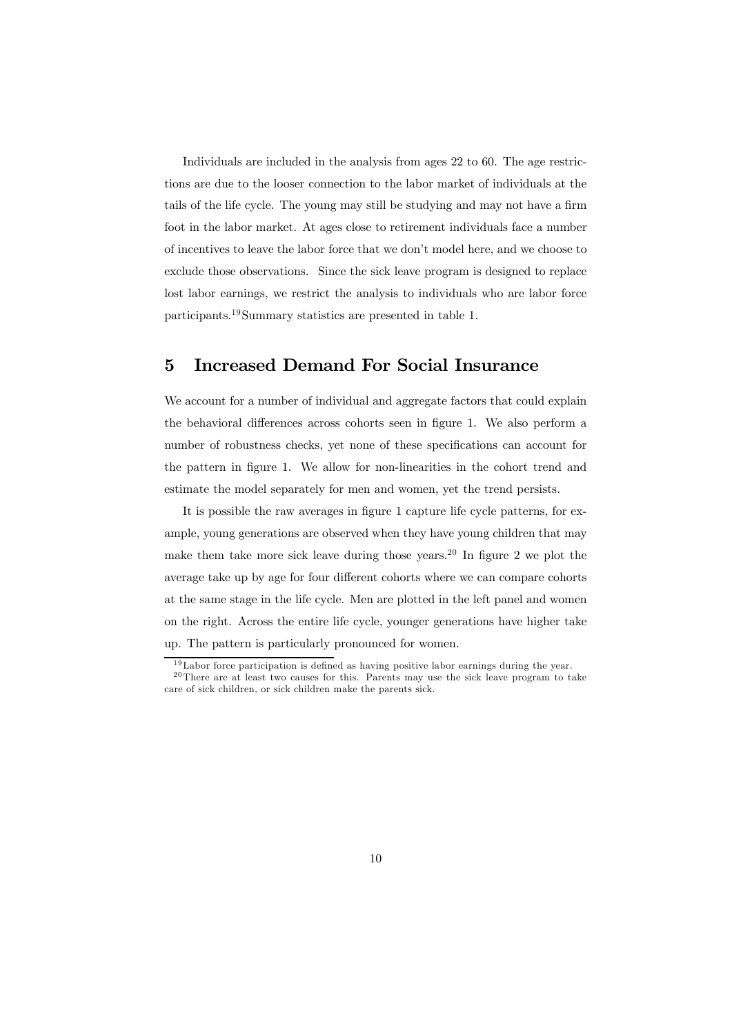Individuals are included in the analysis from ages 22 to 60. The age restrictions are due to the looser connection to the labor market of individuals at the tails of the life cycle. The young may still be studying and may not have a firm foot in the labor market. At ages close to retirement individuals face a number of incentives to leave the labor force that we don't model here, and we choose to exclude those observations. Since the sick leave program is designed to replace lost labor earnings, we restrict the analysis to individuals who are labor force participants.[19] Summary statistics are presented in table 1.

# 5 Increased Demand For Social Insurance

We account for a number of individual and aggregate factors that could explain the behavioral differences across cohorts seen in figure 1. We also perform a number of robustness checks, yet none of these specifications can account for the pattern in figure 1. We allow for non-linearities in the cohort trend and estimate the model separately for men and women, yet the trend persists.

It is possible the raw averages in figure 1 capture life cycle patterns, for example, young generations are observed when they have young children that may make them take more sick leave during those years.[20] In figure 2 we plot the average take up by age for four different cohorts where we can compare cohorts at the same stage in the life cycle. Men are plotted in the left panel and women on the right. Across the entire life cycle, younger generations have higher take up. The pattern is particularly pronounced for women.

[19] Labor force participation is defined as having positive labor earnings during the year.

[20] There are at least two causes for this. Parents may use the sick leave program to take care of sick children, or sick children make the parents sick.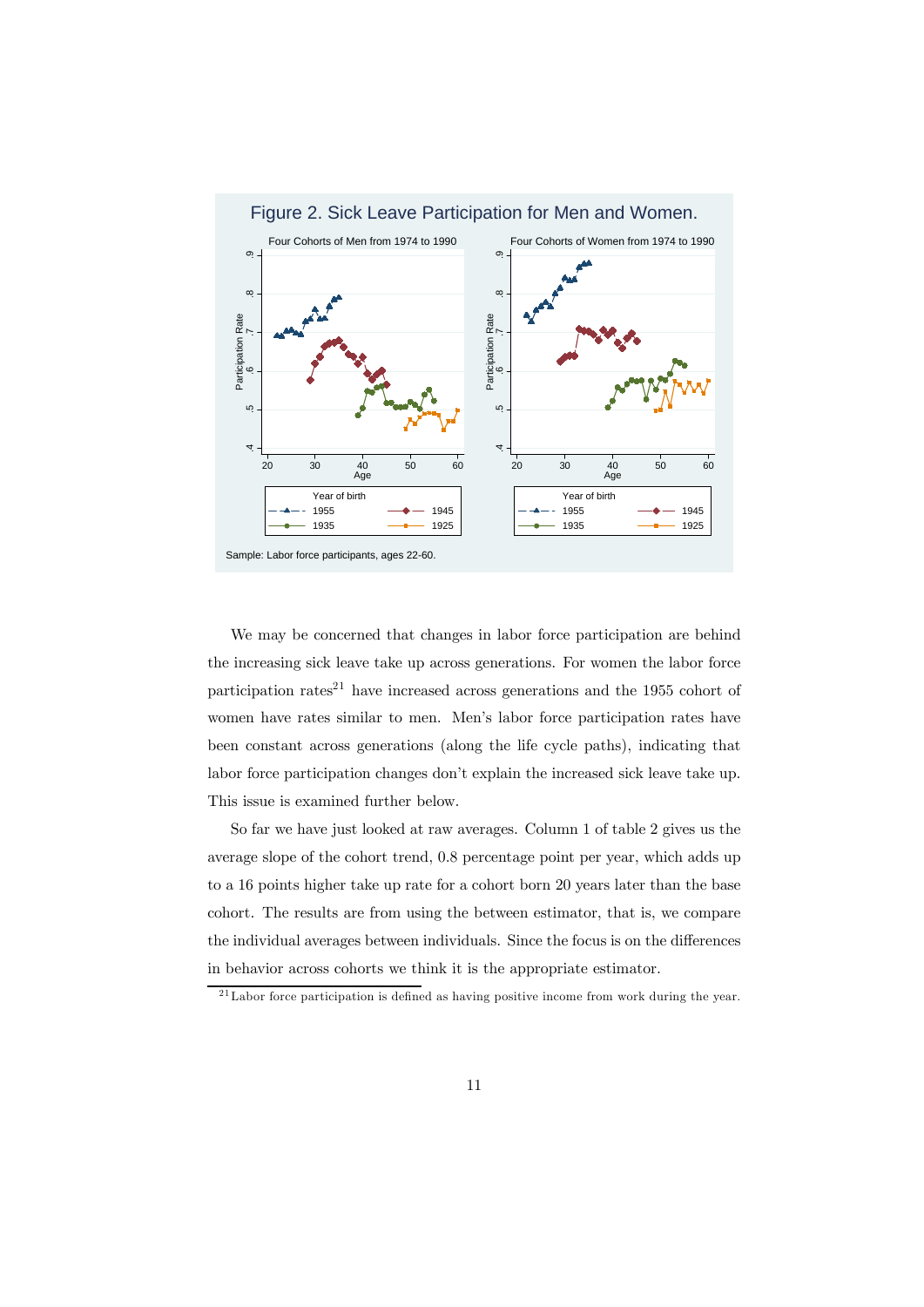Figure 2. Sick Leave Participation for Men and Women.

Sample: Labor force participants, ages 22-60.

We may be concerned that changes in labor force participation are behind the increasing sick leave take up across generations. For women the labor force participation rates[21] have increased across generations and the 1955 cohort of women have rates similar to men. Men's labor force participation rates have been constant across generations (along the life cycle paths), indicating that labor force participation changes don't explain the increased sick leave take up. This issue is examined further below.

So far we have just looked at raw averages. Column 1 of table 2 gives us the average slope of the cohort trend, 0.8 percentage point per year, which adds up to a 16 points higher take up rate for a cohort born 20 years later than the base cohort. The results are from using the between estimator, that is, we compare the individual averages between individuals. Since the focus is on the differences in behavior across cohorts we think it is the appropriate estimator.

[21] Labor force participation is defined as having positive income from work during the year.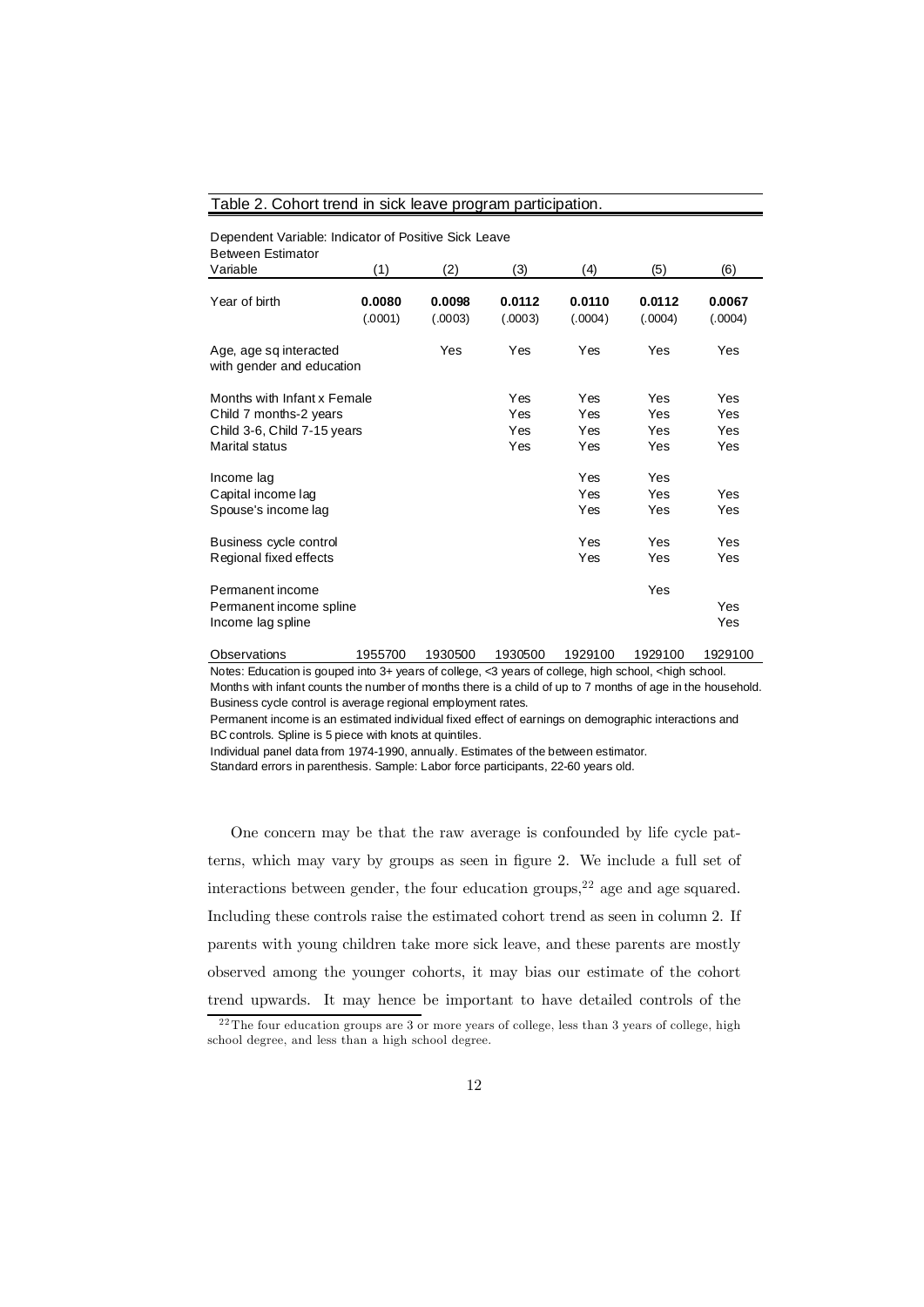Table 2. Cohort trend in sick leave program participation.

Dependent Variable: Indicator of Positive Sick Leave

| Between Estimator Variable | (1) | (2) | (3) | (4) | (5) | (6) |
|---|---|---|---|---|---|---|
| Year of birth | **0.0080** | **0.0098** | **0.0112** | **0.0110** | **0.0112** | **0.0067** |
| | (.0001) | (.0003) | (.0003) | (.0004) | (.0004) | (.0004) |
| Age, age sq interacted with gender and education | | Yes | Yes | Yes | Yes | Yes |
| Months with Infant x Female | | | Yes | Yes | Yes | Yes |
| Child 7 months-2 years | | | Yes | Yes | Yes | Yes |
| Child 3-6, Child 7-15 years | | | Yes | Yes | Yes | Yes |
| Marital status | | | Yes | Yes | Yes | Yes |
| Income lag | | | | Yes | Yes | |
| Capital income lag | | | | Yes | Yes | Yes |
| Spouse's income lag | | | | Yes | Yes | Yes |
| Business cycle control | | | | Yes | Yes | Yes |
| Regional fixed effects | | | | Yes | Yes | Yes |
| Permanent income | | | | | Yes | |
| Permanent income spline | | | | | | Yes |
| Income lag spline | | | | | | Yes |
| Observations | 1955700 | 1930500 | 1930500 | 1929100 | 1929100 | 1929100 |

Notes: Education is gouped into 3+ years of college, <3 years of college, high school, <high school.
Months with infant counts the number of months there is a child of up to 7 months of age in the household.
Business cycle control is average regional employment rates.
Permanent income is an estimated individual fixed effect of earnings on demographic interactions and BC controls. Spline is 5 piece with knots at quintiles.
Individual panel data from 1974-1990, annually. Estimates of the between estimator.
Standard errors in parenthesis. Sample: Labor force participants, 22-60 years old.

One concern may be that the raw average is confounded by life cycle patterns, which may vary by groups as seen in figure 2. We include a full set of interactions between gender, the four education groups,[22] age and age squared. Including these controls raise the estimated cohort trend as seen in column 2. If parents with young children take more sick leave, and these parents are mostly observed among the younger cohorts, it may bias our estimate of the cohort trend upwards. It may hence be important to have detailed controls of the

[22] The four education groups are 3 or more years of college, less than 3 years of college, high school degree, and less than a high school degree.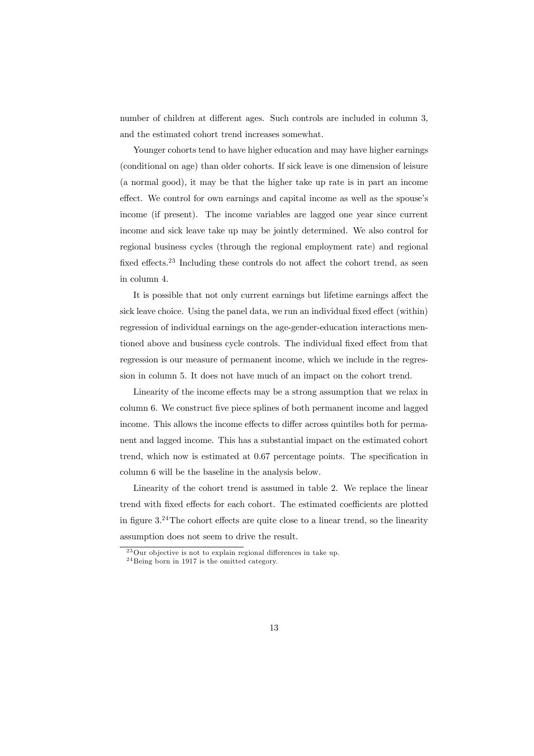number of children at different ages. Such controls are included in column 3, and the estimated cohort trend increases somewhat.

Younger cohorts tend to have higher education and may have higher earnings (conditional on age) than older cohorts. If sick leave is one dimension of leisure (a normal good), it may be that the higher take up rate is in part an income effect. We control for own earnings and capital income as well as the spouse's income (if present). The income variables are lagged one year since current income and sick leave take up may be jointly determined. We also control for regional business cycles (through the regional employment rate) and regional fixed effects.[23] Including these controls do not affect the cohort trend, as seen in column 4.

It is possible that not only current earnings but lifetime earnings affect the sick leave choice. Using the panel data, we run an individual fixed effect (within) regression of individual earnings on the age-gender-education interactions mentioned above and business cycle controls. The individual fixed effect from that regression is our measure of permanent income, which we include in the regression in column 5. It does not have much of an impact on the cohort trend.

Linearity of the income effects may be a strong assumption that we relax in column 6. We construct five piece splines of both permanent income and lagged income. This allows the income effects to differ across quintiles both for permanent and lagged income. This has a substantial impact on the estimated cohort trend, which now is estimated at 0.67 percentage points. The specification in column 6 will be the baseline in the analysis below.

Linearity of the cohort trend is assumed in table 2. We replace the linear trend with fixed effects for each cohort. The estimated coefficients are plotted in figure 3.[24] The cohort effects are quite close to a linear trend, so the linearity assumption does not seem to drive the result.

[23] Our objective is not to explain regional differences in take up.

[24] Being born in 1917 is the omitted category.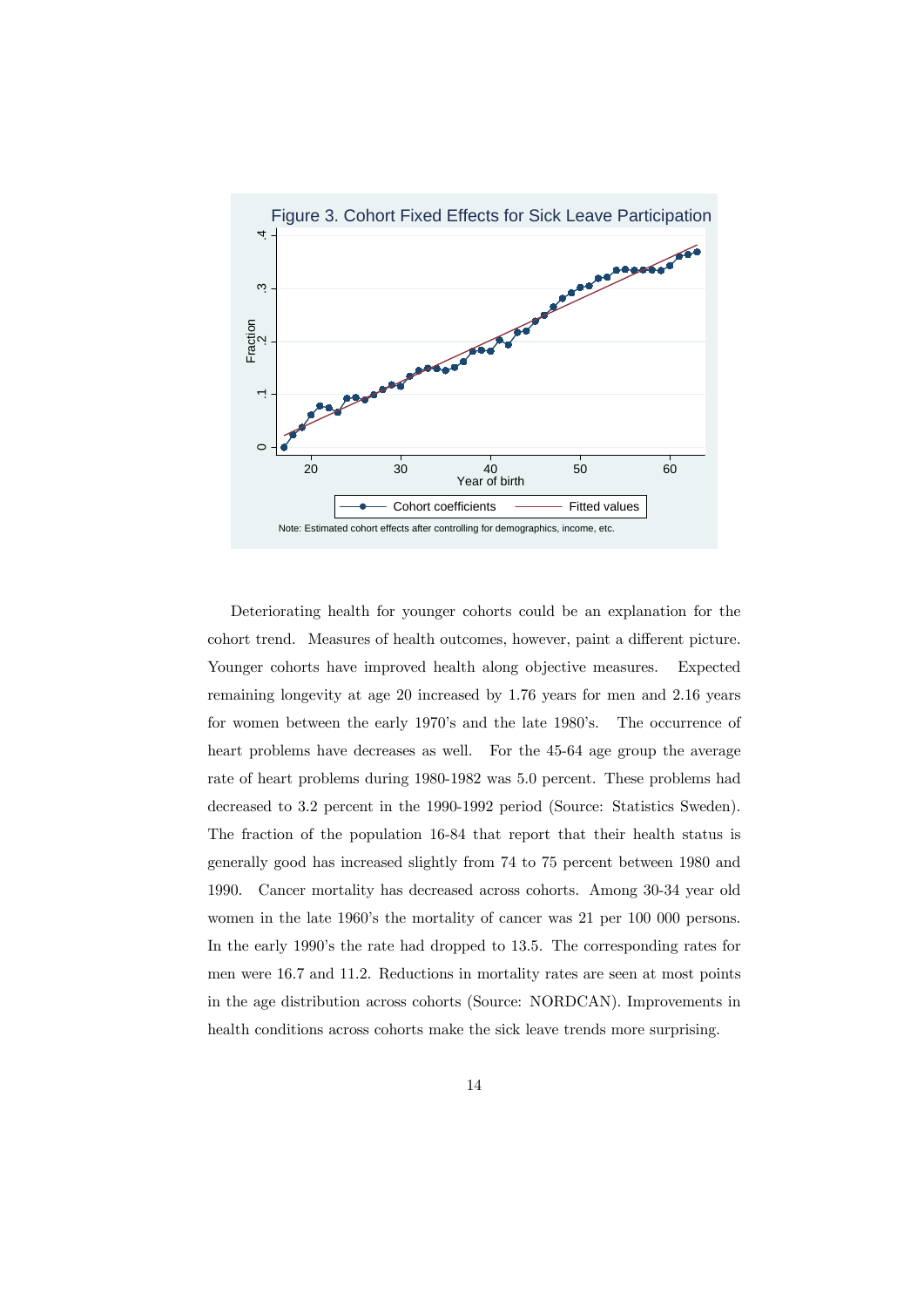Figure 3. Cohort Fixed Effects for Sick Leave Participation

Note: Estimated cohort effects after controlling for demographics, income, etc.

Deteriorating health for younger cohorts could be an explanation for the cohort trend. Measures of health outcomes, however, paint a different picture. Younger cohorts have improved health along objective measures. Expected remaining longevity at age 20 increased by 1.76 years for men and 2.16 years for women between the early 1970's and the late 1980's. The occurrence of heart problems have decreases as well. For the 45-64 age group the average rate of heart problems during 1980-1982 was 5.0 percent. These problems had decreased to 3.2 percent in the 1990-1992 period (Source: Statistics Sweden). The fraction of the population 16-84 that report that their health status is generally good has increased slightly from 74 to 75 percent between 1980 and 1990. Cancer mortality has decreased across cohorts. Among 30-34 year old women in the late 1960's the mortality of cancer was 21 per 100 000 persons. In the early 1990's the rate had dropped to 13.5. The corresponding rates for men were 16.7 and 11.2. Reductions in mortality rates are seen at most points in the age distribution across cohorts (Source: NORDCAN). Improvements in health conditions across cohorts make the sick leave trends more surprising.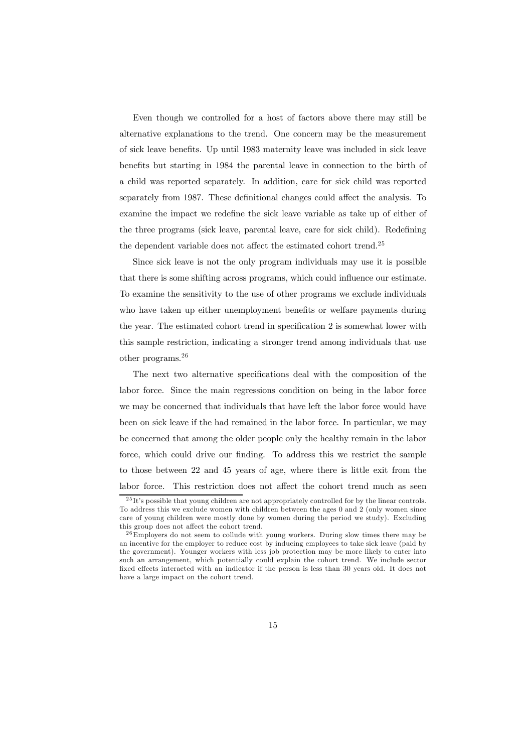Even though we controlled for a host of factors above there may still be alternative explanations to the trend. One concern may be the measurement of sick leave benefits. Up until 1983 maternity leave was included in sick leave benefits but starting in 1984 the parental leave in connection to the birth of a child was reported separately. In addition, care for sick child was reported separately from 1987. These definitional changes could affect the analysis. To examine the impact we redefine the sick leave variable as take up of either of the three programs (sick leave, parental leave, care for sick child). Redefining the dependent variable does not affect the estimated cohort trend.[25]

Since sick leave is not the only program individuals may use it is possible that there is some shifting across programs, which could influence our estimate. To examine the sensitivity to the use of other programs we exclude individuals who have taken up either unemployment benefits or welfare payments during the year. The estimated cohort trend in specification 2 is somewhat lower with this sample restriction, indicating a stronger trend among individuals that use other programs.[26]

The next two alternative specifications deal with the composition of the labor force. Since the main regressions condition on being in the labor force we may be concerned that individuals that have left the labor force would have been on sick leave if the had remained in the labor force. In particular, we may be concerned that among the older people only the healthy remain in the labor force, which could drive our finding. To address this we restrict the sample to those between 22 and 45 years of age, where there is little exit from the labor force. This restriction does not affect the cohort trend much as seen

[25] It's possible that young children are not appropriately controlled for by the linear controls. To address this we exclude women with children between the ages 0 and 2 (only women since care of young children were mostly done by women during the period we study). Excluding this group does not affect the cohort trend.

[26] Employers do not seem to collude with young workers. During slow times there may be an incentive for the employer to reduce cost by inducing employees to take sick leave (paid by the government). Younger workers with less job protection may be more likely to enter into such an arrangement, which potentially could explain the cohort trend. We include sector fixed effects interacted with an indicator if the person is less than 30 years old. It does not have a large impact on the cohort trend.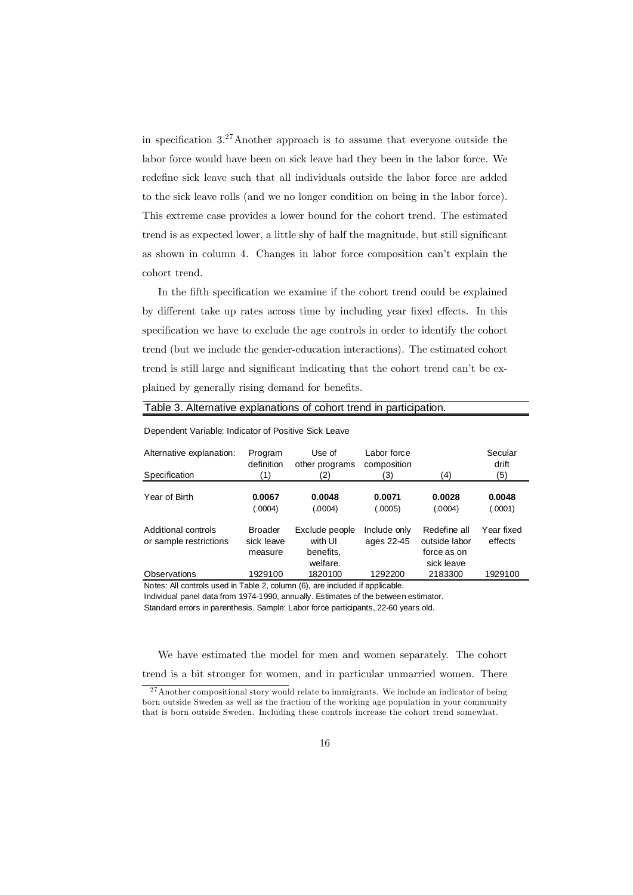in specification 3.[27] Another approach is to assume that everyone outside the labor force would have been on sick leave had they been in the labor force. We redefine sick leave such that all individuals outside the labor force are added to the sick leave rolls (and we no longer condition on being in the labor force). This extreme case provides a lower bound for the cohort trend. The estimated trend is as expected lower, a little shy of half the magnitude, but still significant as shown in column 4. Changes in labor force composition can't explain the cohort trend.

In the fifth specification we examine if the cohort trend could be explained by different take up rates across time by including year fixed effects. In this specification we have to exclude the age controls in order to identify the cohort trend (but we include the gender-education interactions). The estimated cohort trend is still large and significant indicating that the cohort trend can't be explained by generally rising demand for benefits.

Table 3. Alternative explanations of cohort trend in participation.

Dependent Variable: Indicator of Positive Sick Leave

| Alternative explanation: | Program definition | Use of other programs | Labor force composition | | Secular drift |
|---|---|---|---|---|---|
| Specification | (1) | (2) | (3) | (4) | (5) |
| Year of Birth | **0.0067** | **0.0048** | **0.0071** | **0.0028** | **0.0048** |
| | (.0004) | (.0004) | (.0005) | (.0004) | (.0001) |
| Additional controls or sample restrictions | Broader sick leave measure | Exclude people with UI benefits, welfare. | Include only ages 22-45 | Redefine all outside labor force as on sick leave | Year fixed effects |
| Observations | 1929100 | 1820100 | 1292200 | 2183300 | 1929100 |

Notes: All controls used in Table 2, column (6), are included if applicable.
Individual panel data from 1974-1990, annually. Estimates of the between estimator.
Standard errors in parenthesis. Sample: Labor force participants, 22-60 years old.

We have estimated the model for men and women separately. The cohort trend is a bit stronger for women, and in particular unmarried women. There

[27] Another compositional story would relate to immigrants. We include an indicator of being born outside Sweden as well as the fraction of the working age population in your community that is born outside Sweden. Including these controls increase the cohort trend somewhat.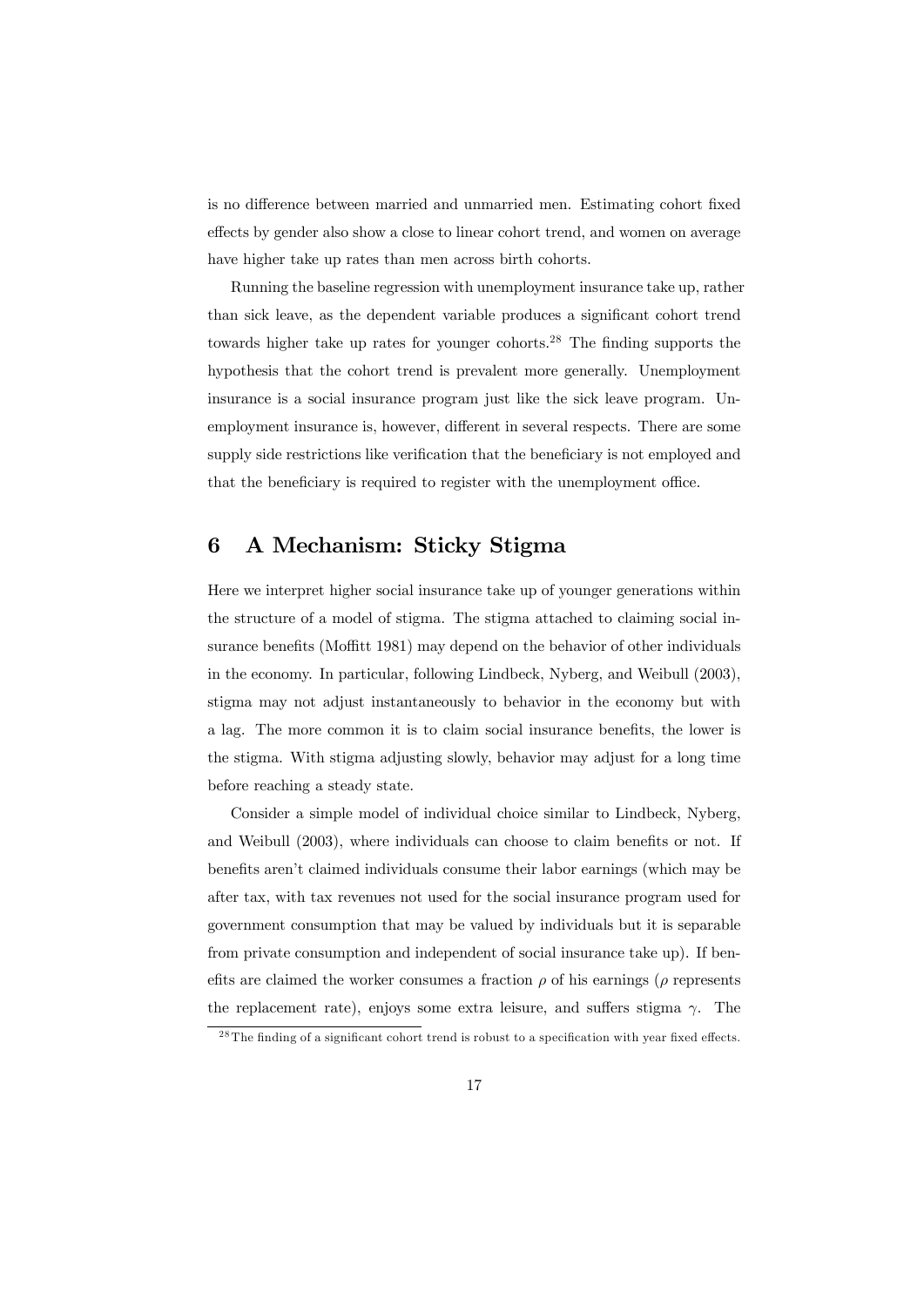is no difference between married and unmarried men. Estimating cohort fixed effects by gender also show a close to linear cohort trend, and women on average have higher take up rates than men across birth cohorts.

Running the baseline regression with unemployment insurance take up, rather than sick leave, as the dependent variable produces a significant cohort trend towards higher take up rates for younger cohorts.[28] The finding supports the hypothesis that the cohort trend is prevalent more generally. Unemployment insurance is a social insurance program just like the sick leave program. Unemployment insurance is, however, different in several respects. There are some supply side restrictions like verification that the beneficiary is not employed and that the beneficiary is required to register with the unemployment office.

## 6 A Mechanism: Sticky Stigma

Here we interpret higher social insurance take up of younger generations within the structure of a model of stigma. The stigma attached to claiming social insurance benefits (Moffitt 1981) may depend on the behavior of other individuals in the economy. In particular, following Lindbeck, Nyberg, and Weibull (2003), stigma may not adjust instantaneously to behavior in the economy but with a lag. The more common it is to claim social insurance benefits, the lower is the stigma. With stigma adjusting slowly, behavior may adjust for a long time before reaching a steady state.

Consider a simple model of individual choice similar to Lindbeck, Nyberg, and Weibull (2003), where individuals can choose to claim benefits or not. If benefits aren't claimed individuals consume their labor earnings (which may be after tax, with tax revenues not used for the social insurance program used for government consumption that may be valued by individuals but it is separable from private consumption and independent of social insurance take up). If benefits are claimed the worker consumes a fraction $\rho$ of his earnings ($\rho$ represents the replacement rate), enjoys some extra leisure, and suffers stigma $\gamma$. The

[28] The finding of a significant cohort trend is robust to a specification with year fixed effects.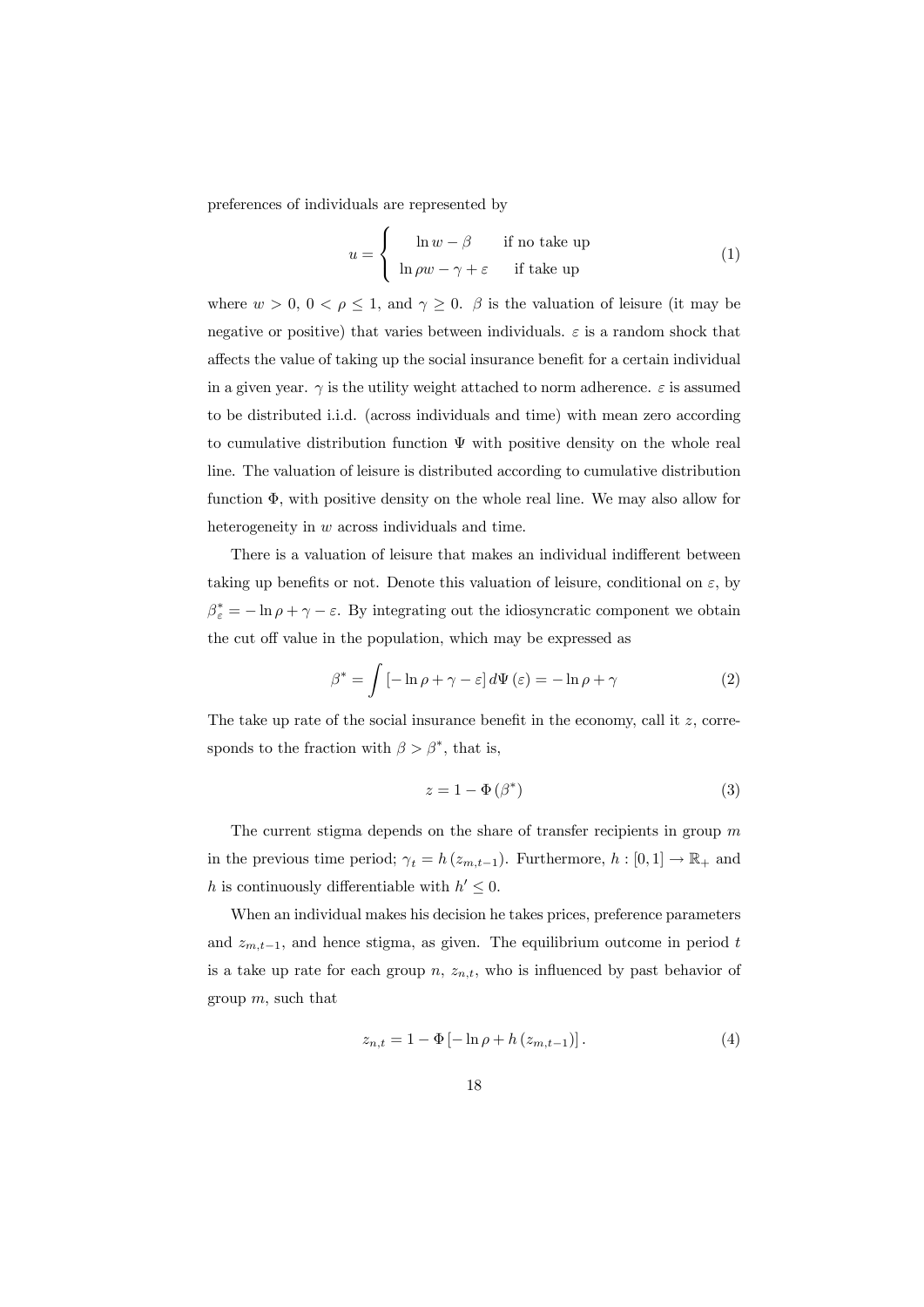preferences of individuals are represented by

$$u = \begin{cases} \ln w - \beta & \text{if no take up} \\ \ln \rho w - \gamma + \varepsilon & \text{if take up} \end{cases} \tag{1}$$

where $w > 0$, $0 < \rho \leq 1$, and $\gamma \geq 0$. $\beta$ is the valuation of leisure (it may be negative or positive) that varies between individuals. $\varepsilon$ is a random shock that affects the value of taking up the social insurance benefit for a certain individual in a given year. $\gamma$ is the utility weight attached to norm adherence. $\varepsilon$ is assumed to be distributed i.i.d. (across individuals and time) with mean zero according to cumulative distribution function $\Psi$ with positive density on the whole real line. The valuation of leisure is distributed according to cumulative distribution function $\Phi$, with positive density on the whole real line. We may also allow for heterogeneity in $w$ across individuals and time.

There is a valuation of leisure that makes an individual indifferent between taking up benefits or not. Denote this valuation of leisure, conditional on $\varepsilon$, by $\beta^*_\varepsilon = -\ln \rho + \gamma - \varepsilon$. By integrating out the idiosyncratic component we obtain the cut off value in the population, which may be expressed as

$$\beta^* = \int \left[-\ln \rho + \gamma - \varepsilon\right] d\Psi\left(\varepsilon\right) = -\ln \rho + \gamma \tag{2}$$

The take up rate of the social insurance benefit in the economy, call it $z$, corresponds to the fraction with $\beta > \beta^*$, that is,

$$z = 1 - \Phi\left(\beta^*\right) \tag{3}$$

The current stigma depends on the share of transfer recipients in group $m$ in the previous time period; $\gamma_t = h\left(z_{m,t-1}\right)$. Furthermore, $h : [0, 1] \rightarrow \mathbb{R}_+$ and $h$ is continuously differentiable with $h' \leq 0$.

When an individual makes his decision he takes prices, preference parameters and $z_{m,t-1}$, and hence stigma, as given. The equilibrium outcome in period $t$ is a take up rate for each group $n$, $z_{n,t}$, who is influenced by past behavior of group $m$, such that

$$z_{n,t} = 1 - \Phi\left[-\ln \rho + h\left(z_{m,t-1}\right)\right]. \tag{4}$$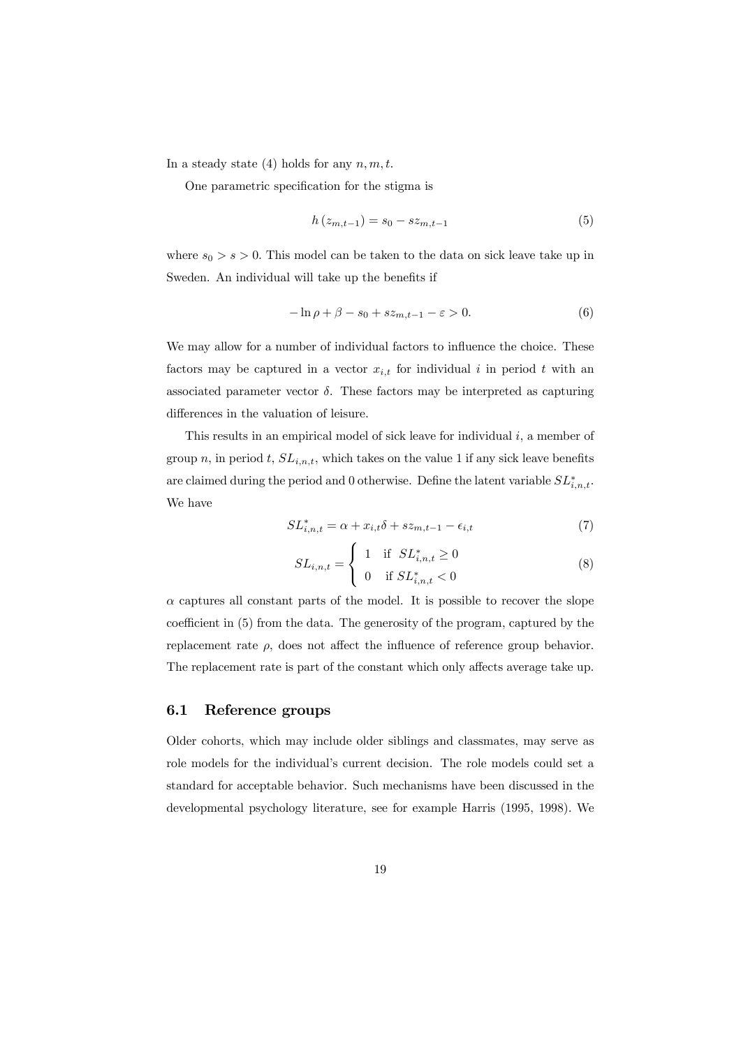In a steady state (4) holds for any $n, m, t$.

One parametric specification for the stigma is

$$h\left(z_{m,t-1}\right) = s_0 - s z_{m,t-1} \tag{5}$$

where $s_0 > s > 0$. This model can be taken to the data on sick leave take up in Sweden. An individual will take up the benefits if

$$-\ln \rho + \beta - s_0 + s z_{m,t-1} - \varepsilon > 0. \tag{6}$$

We may allow for a number of individual factors to influence the choice. These factors may be captured in a vector $x_{i,t}$ for individual $i$ in period $t$ with an associated parameter vector $\delta$. These factors may be interpreted as capturing differences in the valuation of leisure.

This results in an empirical model of sick leave for individual $i$, a member of group $n$, in period $t$, $SL_{i,n,t}$, which takes on the value 1 if any sick leave benefits are claimed during the period and 0 otherwise. Define the latent variable $SL^*_{i,n,t}$. We have

$$SL^*_{i,n,t} = \alpha + x_{i,t}\delta + s z_{m,t-1} - \epsilon_{i,t} \tag{7}$$

$$SL_{i,n,t} = \begin{cases} 1 & \text{if } SL^*_{i,n,t} \geq 0 \\ 0 & \text{if } SL^*_{i,n,t} < 0 \end{cases} \tag{8}$$

$\alpha$ captures all constant parts of the model. It is possible to recover the slope coefficient in (5) from the data. The generosity of the program, captured by the replacement rate $\rho$, does not affect the influence of reference group behavior. The replacement rate is part of the constant which only affects average take up.

## 6.1 Reference groups

Older cohorts, which may include older siblings and classmates, may serve as role models for the individual's current decision. The role models could set a standard for acceptable behavior. Such mechanisms have been discussed in the developmental psychology literature, see for example Harris (1995, 1998). We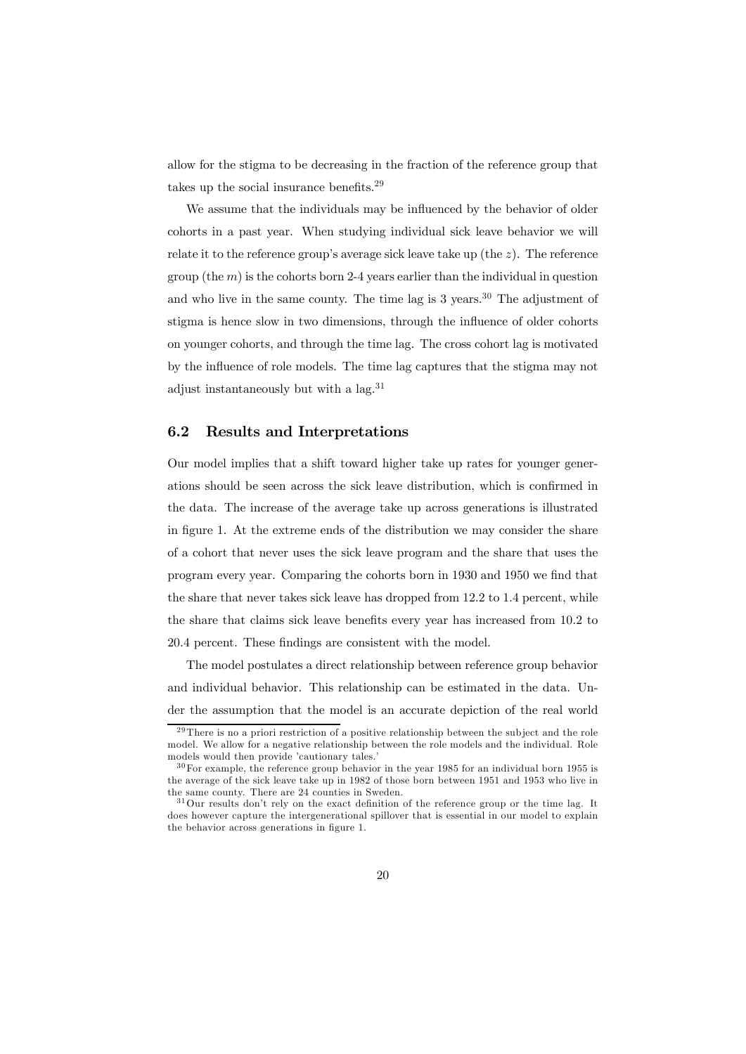allow for the stigma to be decreasing in the fraction of the reference group that takes up the social insurance benefits.[29]

We assume that the individuals may be influenced by the behavior of older cohorts in a past year. When studying individual sick leave behavior we will relate it to the reference group's average sick leave take up (the $z$). The reference group (the $m$) is the cohorts born 2-4 years earlier than the individual in question and who live in the same county. The time lag is 3 years.[30] The adjustment of stigma is hence slow in two dimensions, through the influence of older cohorts on younger cohorts, and through the time lag. The cross cohort lag is motivated by the influence of role models. The time lag captures that the stigma may not adjust instantaneously but with a lag.[31]

## 6.2 Results and Interpretations

Our model implies that a shift toward higher take up rates for younger generations should be seen across the sick leave distribution, which is confirmed in the data. The increase of the average take up across generations is illustrated in figure 1. At the extreme ends of the distribution we may consider the share of a cohort that never uses the sick leave program and the share that uses the program every year. Comparing the cohorts born in 1930 and 1950 we find that the share that never takes sick leave has dropped from 12.2 to 1.4 percent, while the share that claims sick leave benefits every year has increased from 10.2 to 20.4 percent. These findings are consistent with the model.

The model postulates a direct relationship between reference group behavior and individual behavior. This relationship can be estimated in the data. Under the assumption that the model is an accurate depiction of the real world

[29] There is no a priori restriction of a positive relationship between the subject and the role model. We allow for a negative relationship between the role models and the individual. Role models would then provide 'cautionary tales.'

[30] For example, the reference group behavior in the year 1985 for an individual born 1955 is the average of the sick leave take up in 1982 of those born between 1951 and 1953 who live in the same county. There are 24 counties in Sweden.

[31] Our results don't rely on the exact definition of the reference group or the time lag. It does however capture the intergenerational spillover that is essential in our model to explain the behavior across generations in figure 1.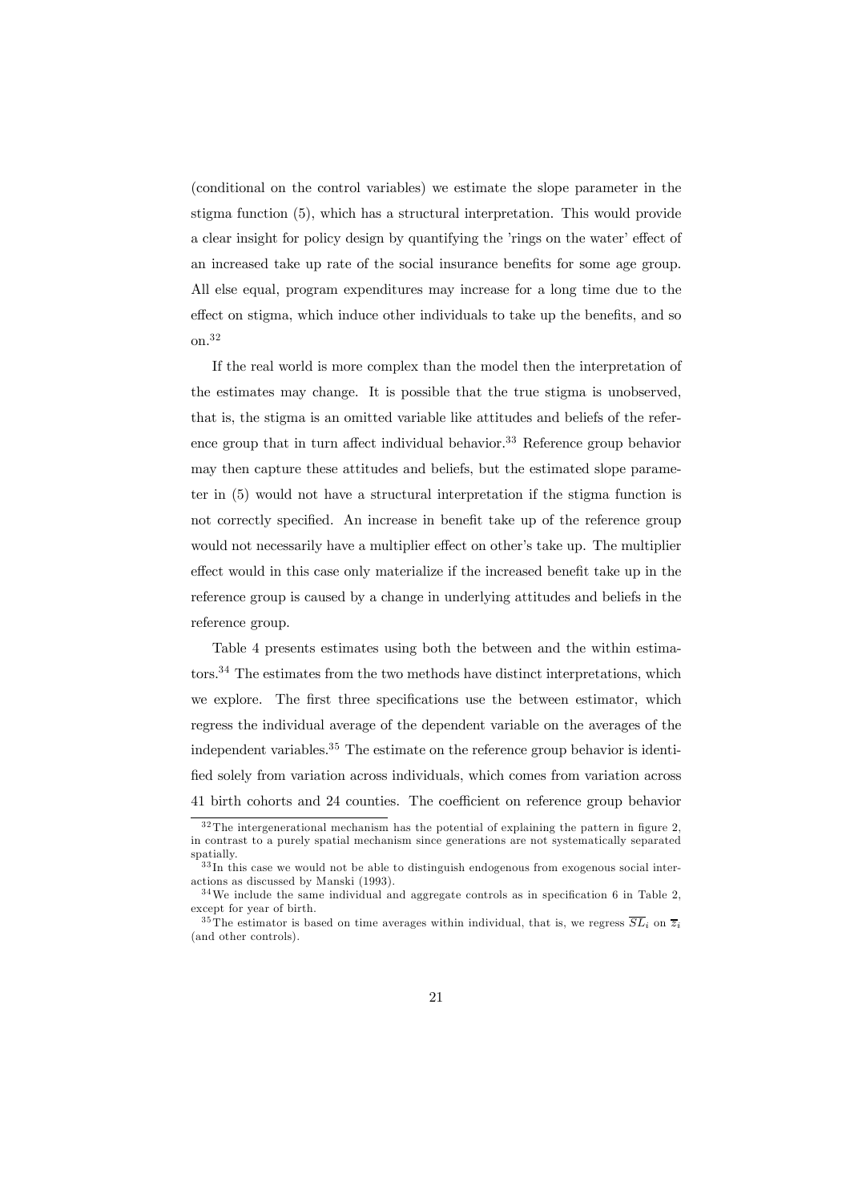(conditional on the control variables) we estimate the slope parameter in the stigma function (5), which has a structural interpretation. This would provide a clear insight for policy design by quantifying the 'rings on the water' effect of an increased take up rate of the social insurance benefits for some age group. All else equal, program expenditures may increase for a long time due to the effect on stigma, which induce other individuals to take up the benefits, and so on.[32]

If the real world is more complex than the model then the interpretation of the estimates may change. It is possible that the true stigma is unobserved, that is, the stigma is an omitted variable like attitudes and beliefs of the reference group that in turn affect individual behavior.[33] Reference group behavior may then capture these attitudes and beliefs, but the estimated slope parameter in (5) would not have a structural interpretation if the stigma function is not correctly specified. An increase in benefit take up of the reference group would not necessarily have a multiplier effect on other's take up. The multiplier effect would in this case only materialize if the increased benefit take up in the reference group is caused by a change in underlying attitudes and beliefs in the reference group.

Table 4 presents estimates using both the between and the within estimators.[34] The estimates from the two methods have distinct interpretations, which we explore. The first three specifications use the between estimator, which regress the individual average of the dependent variable on the averages of the independent variables.[35] The estimate on the reference group behavior is identified solely from variation across individuals, which comes from variation across 41 birth cohorts and 24 counties. The coefficient on reference group behavior

---

[32] The intergenerational mechanism has the potential of explaining the pattern in figure 2, in contrast to a purely spatial mechanism since generations are not systematically separated spatially.

[33] In this case we would not be able to distinguish endogenous from exogenous social interactions as discussed by Manski (1993).

[34] We include the same individual and aggregate controls as in specification 6 in Table 2, except for year of birth.

[35] The estimator is based on time averages within individual, that is, we regress $\overline{SL}_i$ on $\overline{z}_i$ (and other controls).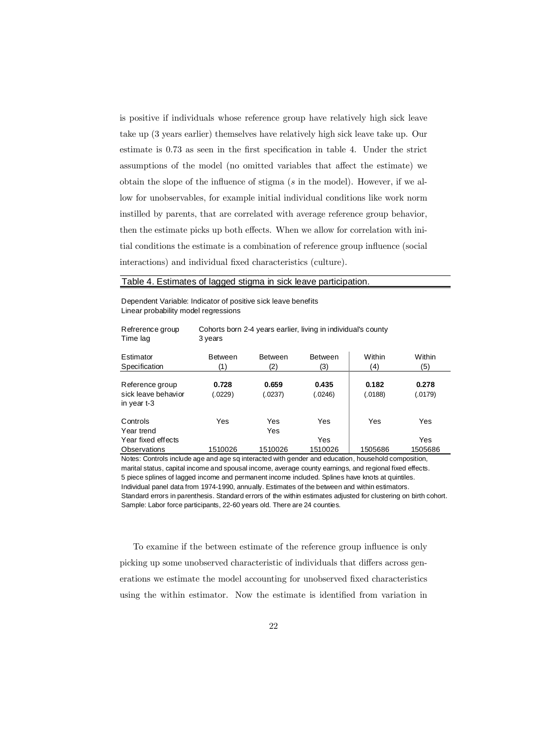is positive if individuals whose reference group have relatively high sick leave take up (3 years earlier) themselves have relatively high sick leave take up. Our estimate is 0.73 as seen in the first specification in table 4. Under the strict assumptions of the model (no omitted variables that affect the estimate) we obtain the slope of the influence of stigma ($s$ in the model). However, if we allow for unobservables, for example initial individual conditions like work norm instilled by parents, that are correlated with average reference group behavior, then the estimate picks up both effects. When we allow for correlation with initial conditions the estimate is a combination of reference group influence (social interactions) and individual fixed characteristics (culture).

Table 4. Estimates of lagged stigma in sick leave participation.

Dependent Variable: Indicator of positive sick leave benefits
Linear probability model regressions

Refrerence group: Cohorts born 2-4 years earlier, living in individual's county
Time lag: 3 years

| Estimator | Between | Between | Between | Within | Within |
|---|---|---|---|---|---|
| Specification | (1) | (2) | (3) | (4) | (5) |
| Reference group sick leave behavior in year t-3 | **0.728** | **0.659** | **0.435** | **0.182** | **0.278** |
| | (.0229) | (.0237) | (.0246) | (.0188) | (.0179) |
| Controls | Yes | Yes | Yes | Yes | Yes |
| Year trend | | Yes | | | |
| Year fixed effects | | | Yes | | Yes |
| Observations | 1510026 | 1510026 | 1510026 | 1505686 | 1505686 |

Notes: Controls include age and age sq interacted with gender and education, household composition, marital status, capital income and spousal income, average county earnings, and regional fixed effects. 5 piece splines of lagged income and permanent income included. Splines have knots at quintiles. Individual panel data from 1974-1990, annually. Estimates of the between and within estimators. Standard errors in parenthesis. Standard errors of the within estimates adjusted for clustering on birth cohort. Sample: Labor force participants, 22-60 years old. There are 24 counties.

To examine if the between estimate of the reference group influence is only picking up some unobserved characteristic of individuals that differs across generations we estimate the model accounting for unobserved fixed characteristics using the within estimator. Now the estimate is identified from variation in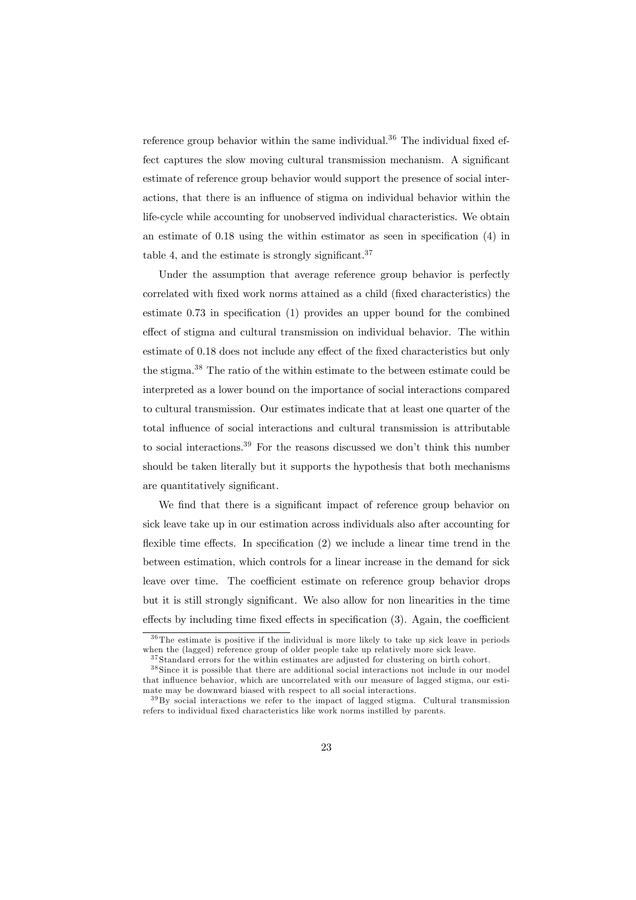reference group behavior within the same individual.[36] The individual fixed effect captures the slow moving cultural transmission mechanism. A significant estimate of reference group behavior would support the presence of social interactions, that there is an influence of stigma on individual behavior within the life-cycle while accounting for unobserved individual characteristics. We obtain an estimate of 0.18 using the within estimator as seen in specification (4) in table 4, and the estimate is strongly significant.[37]

Under the assumption that average reference group behavior is perfectly correlated with fixed work norms attained as a child (fixed characteristics) the estimate 0.73 in specification (1) provides an upper bound for the combined effect of stigma and cultural transmission on individual behavior. The within estimate of 0.18 does not include any effect of the fixed characteristics but only the stigma.[38] The ratio of the within estimate to the between estimate could be interpreted as a lower bound on the importance of social interactions compared to cultural transmission. Our estimates indicate that at least one quarter of the total influence of social interactions and cultural transmission is attributable to social interactions.[39] For the reasons discussed we don't think this number should be taken literally but it supports the hypothesis that both mechanisms are quantitatively significant.

We find that there is a significant impact of reference group behavior on sick leave take up in our estimation across individuals also after accounting for flexible time effects. In specification (2) we include a linear time trend in the between estimation, which controls for a linear increase in the demand for sick leave over time. The coefficient estimate on reference group behavior drops but it is still strongly significant. We also allow for non linearities in the time effects by including time fixed effects in specification (3). Again, the coefficient

---

[36] The estimate is positive if the individual is more likely to take up sick leave in periods when the (lagged) reference group of older people take up relatively more sick leave.

[37] Standard errors for the within estimates are adjusted for clustering on birth cohort.

[38] Since it is possible that there are additional social interactions not include in our model that influence behavior, which are uncorrelated with our measure of lagged stigma, our estimate may be downward biased with respect to all social interactions.

[39] By social interactions we refer to the impact of lagged stigma. Cultural transmission refers to individual fixed characteristics like work norms instilled by parents.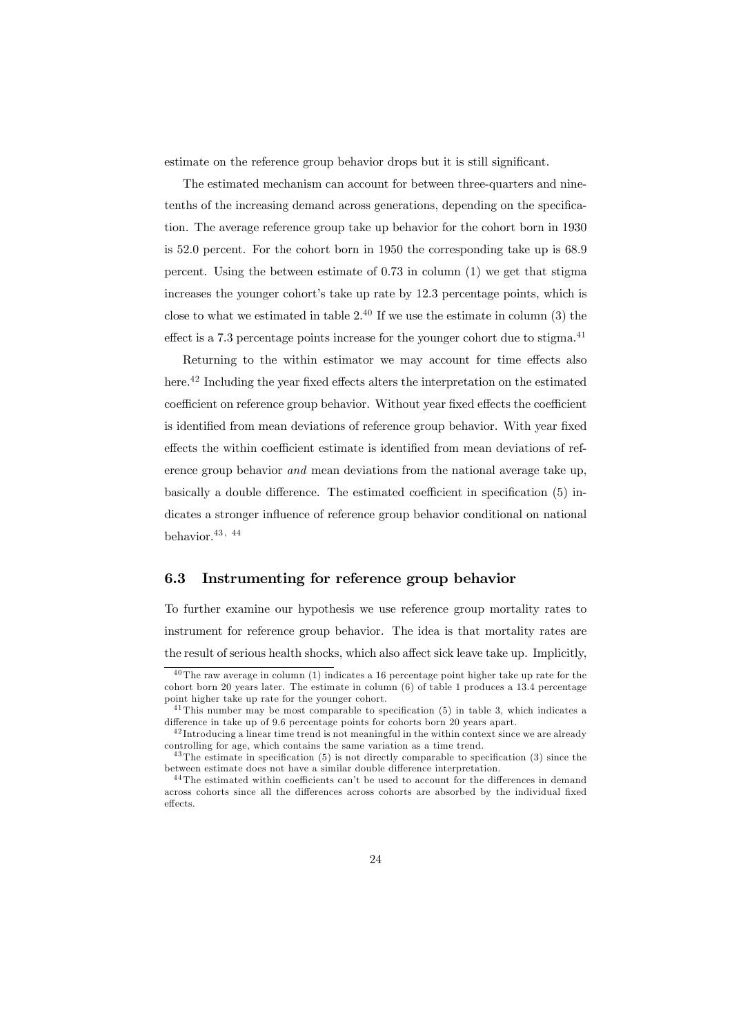estimate on the reference group behavior drops but it is still significant.

The estimated mechanism can account for between three-quarters and nine-tenths of the increasing demand across generations, depending on the specification. The average reference group take up behavior for the cohort born in 1930 is 52.0 percent. For the cohort born in 1950 the corresponding take up is 68.9 percent. Using the between estimate of 0.73 in column (1) we get that stigma increases the younger cohort's take up rate by 12.3 percentage points, which is close to what we estimated in table 2.[40] If we use the estimate in column (3) the effect is a 7.3 percentage points increase for the younger cohort due to stigma.[41]

Returning to the within estimator we may account for time effects also here.[42] Including the year fixed effects alters the interpretation on the estimated coefficient on reference group behavior. Without year fixed effects the coefficient is identified from mean deviations of reference group behavior. With year fixed effects the within coefficient estimate is identified from mean deviations of reference group behavior *and* mean deviations from the national average take up, basically a double difference. The estimated coefficient in specification (5) indicates a stronger influence of reference group behavior conditional on national behavior.[43, 44]

### 6.3 Instrumenting for reference group behavior

To further examine our hypothesis we use reference group mortality rates to instrument for reference group behavior. The idea is that mortality rates are the result of serious health shocks, which also affect sick leave take up. Implicitly,

[40] The raw average in column (1) indicates a 16 percentage point higher take up rate for the cohort born 20 years later. The estimate in column (6) of table 1 produces a 13.4 percentage point higher take up rate for the younger cohort.

[41] This number may be most comparable to specification (5) in table 3, which indicates a difference in take up of 9.6 percentage points for cohorts born 20 years apart.

[42] Introducing a linear time trend is not meaningful in the within context since we are already controlling for age, which contains the same variation as a time trend.

[43] The estimate in specification (5) is not directly comparable to specification (3) since the between estimate does not have a similar double difference interpretation.

[44] The estimated within coefficients can't be used to account for the differences in demand across cohorts since all the differences across cohorts are absorbed by the individual fixed effects.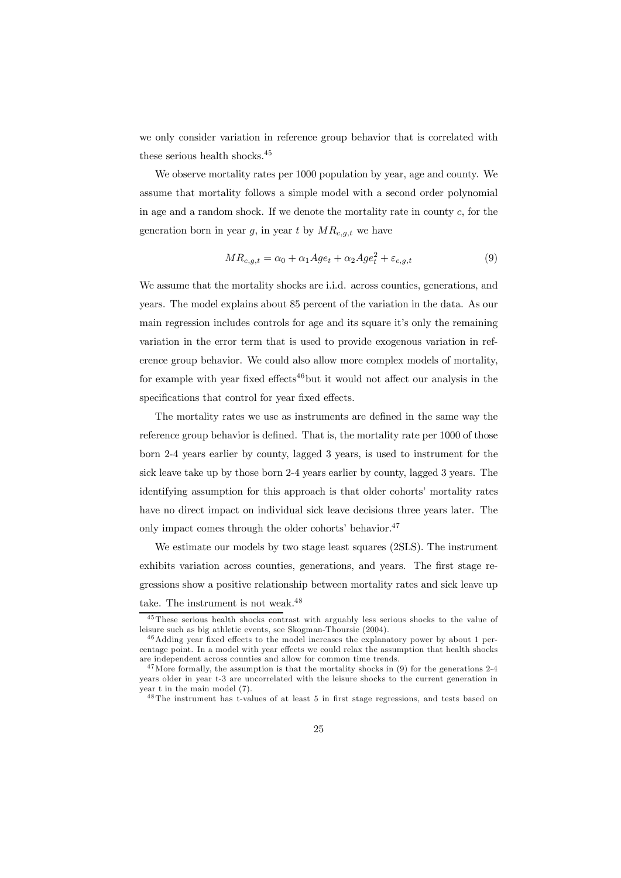we only consider variation in reference group behavior that is correlated with these serious health shocks.[45]

We observe mortality rates per 1000 population by year, age and county. We assume that mortality follows a simple model with a second order polynomial in age and a random shock. If we denote the mortality rate in county $c$, for the generation born in year $g$, in year $t$ by $MR_{c,g,t}$ we have

$$MR_{c,g,t} = \alpha_0 + \alpha_1 Age_t + \alpha_2 Age_t^2 + \varepsilon_{c,g,t} \tag{9}$$

We assume that the mortality shocks are i.i.d. across counties, generations, and years. The model explains about 85 percent of the variation in the data. As our main regression includes controls for age and its square it's only the remaining variation in the error term that is used to provide exogenous variation in reference group behavior. We could also allow more complex models of mortality, for example with year fixed effects[46]but it would not affect our analysis in the specifications that control for year fixed effects.

The mortality rates we use as instruments are defined in the same way the reference group behavior is defined. That is, the mortality rate per 1000 of those born 2-4 years earlier by county, lagged 3 years, is used to instrument for the sick leave take up by those born 2-4 years earlier by county, lagged 3 years. The identifying assumption for this approach is that older cohorts' mortality rates have no direct impact on individual sick leave decisions three years later. The only impact comes through the older cohorts' behavior.[47]

We estimate our models by two stage least squares (2SLS). The instrument exhibits variation across counties, generations, and years. The first stage regressions show a positive relationship between mortality rates and sick leave up take. The instrument is not weak.[48]

---

[45] These serious health shocks contrast with arguably less serious shocks to the value of leisure such as big athletic events, see Skogman-Thoursie (2004).

[46] Adding year fixed effects to the model increases the explanatory power by about 1 percentage point. In a model with year effects we could relax the assumption that health shocks are independent across counties and allow for common time trends.

[47] More formally, the assumption is that the mortality shocks in (9) for the generations 2-4 years older in year t-3 are uncorrelated with the leisure shocks to the current generation in year t in the main model (7).

[48] The instrument has t-values of at least 5 in first stage regressions, and tests based on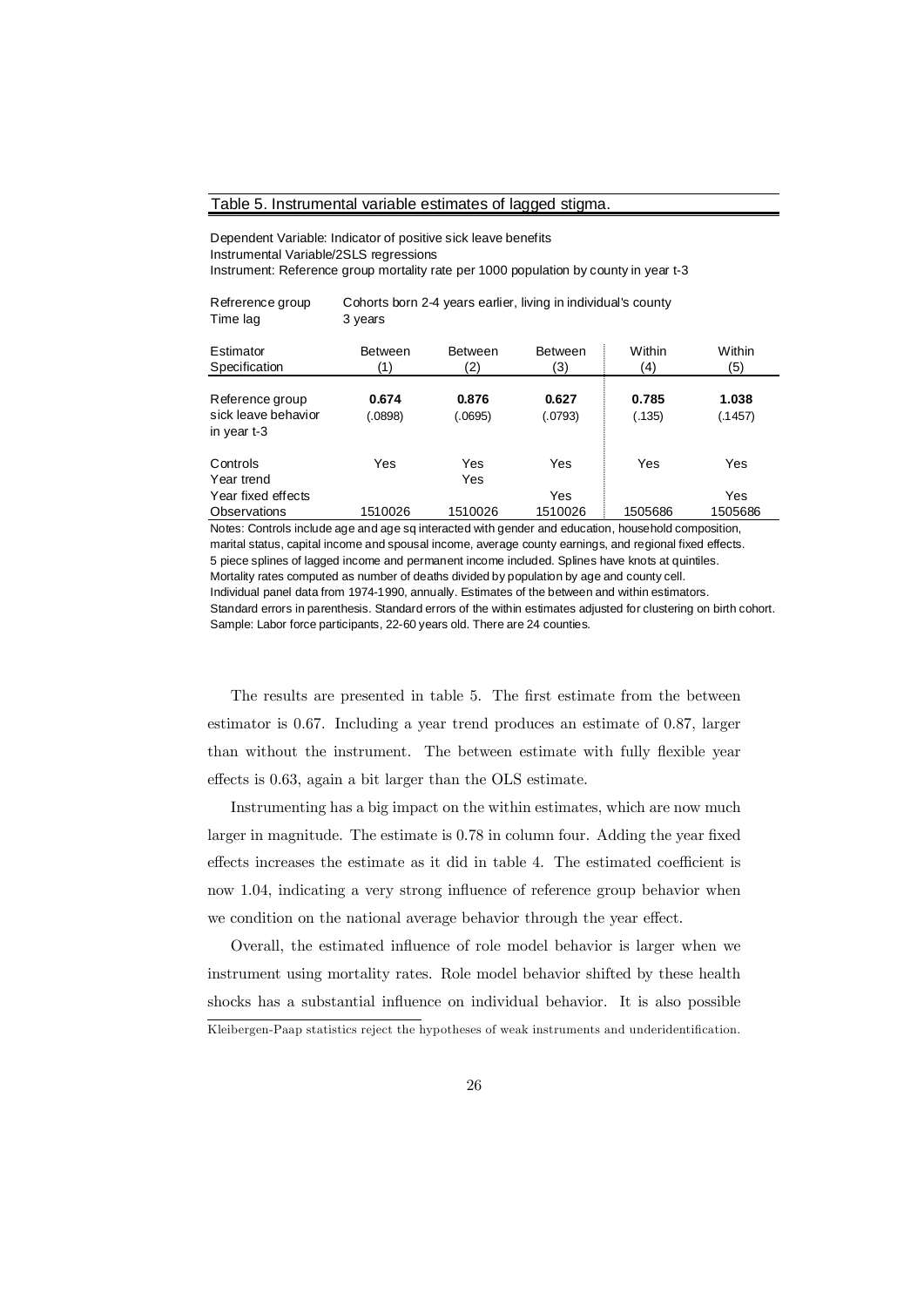Table 5. Instrumental variable estimates of lagged stigma.

Dependent Variable: Indicator of positive sick leave benefits
Instrumental Variable/2SLS regressions
Instrument: Reference group mortality rate per 1000 population by county in year t-3

| Refrerence group | Cohorts born 2-4 years earlier, living in individual's county | | | | |
|---|---|---|---|---|---|
| Time lag | 3 years | | | | |
| Estimator | Between | Between | Between | Within | Within |
| Specification | (1) | (2) | (3) | (4) | (5) |
| Reference group sick leave behavior in year t-3 | **0.674** | **0.876** | **0.627** | **0.785** | **1.038** |
| | (.0898) | (.0695) | (.0793) | (.135) | (.1457) |
| Controls | Yes | Yes | Yes | Yes | Yes |
| Year trend | | Yes | | | |
| Year fixed effects | | | Yes | | Yes |
| Observations | 1510026 | 1510026 | 1510026 | 1505686 | 1505686 |

Notes: Controls include age and age sq interacted with gender and education, household composition, marital status, capital income and spousal income, average county earnings, and regional fixed effects. 5 piece splines of lagged income and permanent income included. Splines have knots at quintiles. Mortality rates computed as number of deaths divided by population by age and county cell. Individual panel data from 1974-1990, annually. Estimates of the between and within estimators. Standard errors in parenthesis. Standard errors of the within estimates adjusted for clustering on birth cohort. Sample: Labor force participants, 22-60 years old. There are 24 counties.

The results are presented in table 5. The first estimate from the between estimator is 0.67. Including a year trend produces an estimate of 0.87, larger than without the instrument. The between estimate with fully flexible year effects is 0.63, again a bit larger than the OLS estimate.

Instrumenting has a big impact on the within estimates, which are now much larger in magnitude. The estimate is 0.78 in column four. Adding the year fixed effects increases the estimate as it did in table 4. The estimated coefficient is now 1.04, indicating a very strong influence of reference group behavior when we condition on the national average behavior through the year effect.

Overall, the estimated influence of role model behavior is larger when we instrument using mortality rates. Role model behavior shifted by these health shocks has a substantial influence on individual behavior. It is also possible

Kleibergen-Paap statistics reject the hypotheses of weak instruments and underidentification.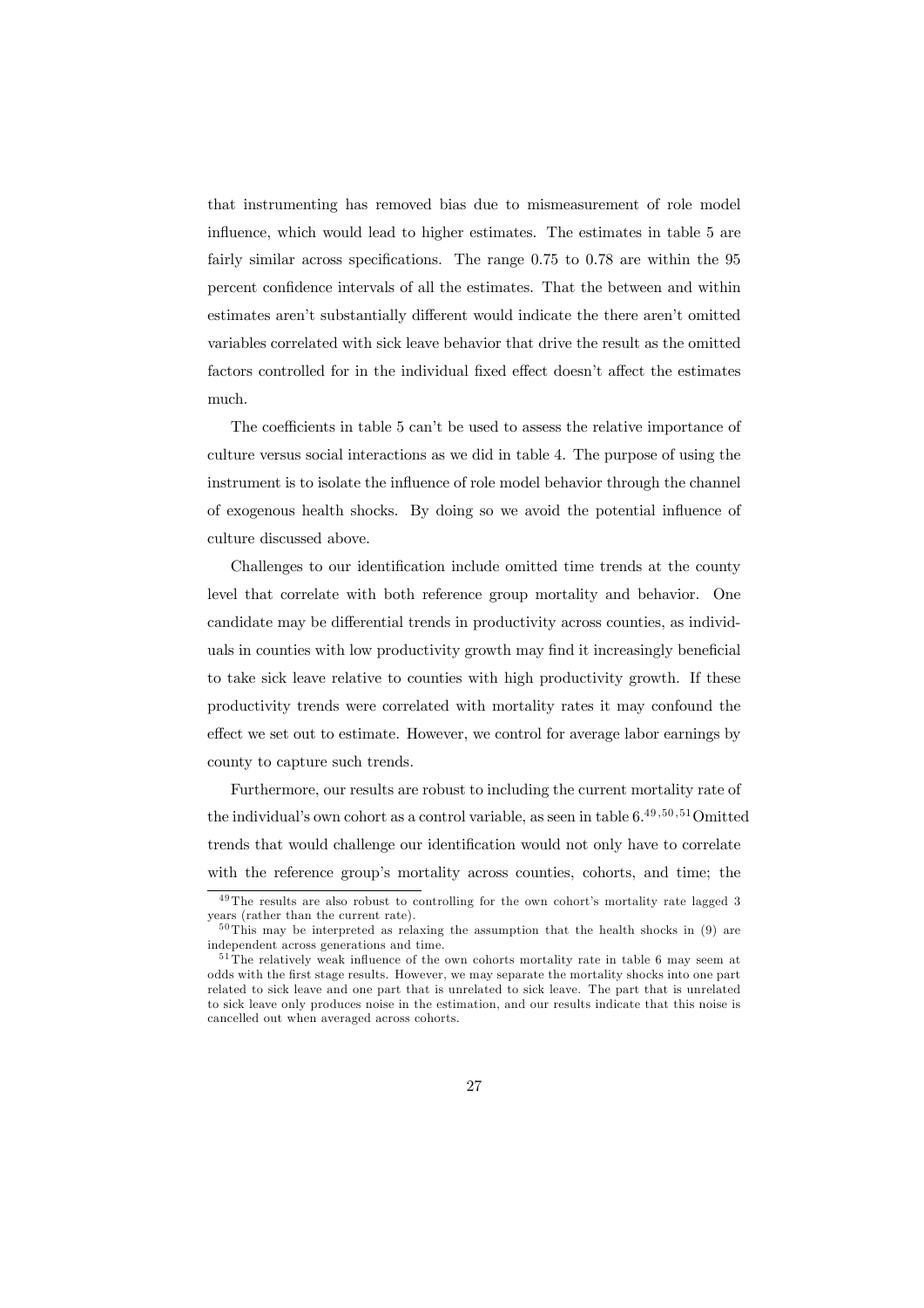that instrumenting has removed bias due to mismeasurement of role model influence, which would lead to higher estimates. The estimates in table 5 are fairly similar across specifications. The range 0.75 to 0.78 are within the 95 percent confidence intervals of all the estimates. That the between and within estimates aren't substantially different would indicate the there aren't omitted variables correlated with sick leave behavior that drive the result as the omitted factors controlled for in the individual fixed effect doesn't affect the estimates much.

The coefficients in table 5 can't be used to assess the relative importance of culture versus social interactions as we did in table 4. The purpose of using the instrument is to isolate the influence of role model behavior through the channel of exogenous health shocks. By doing so we avoid the potential influence of culture discussed above.

Challenges to our identification include omitted time trends at the county level that correlate with both reference group mortality and behavior. One candidate may be differential trends in productivity across counties, as individuals in counties with low productivity growth may find it increasingly beneficial to take sick leave relative to counties with high productivity growth. If these productivity trends were correlated with mortality rates it may confound the effect we set out to estimate. However, we control for average labor earnings by county to capture such trends.

Furthermore, our results are robust to including the current mortality rate of the individual's own cohort as a control variable, as seen in table 6.[49,50,51] Omitted trends that would challenge our identification would not only have to correlate with the reference group's mortality across counties, cohorts, and time; the

[49] The results are also robust to controlling for the own cohort's mortality rate lagged 3 years (rather than the current rate).

[50] This may be interpreted as relaxing the assumption that the health shocks in (9) are independent across generations and time.

[51] The relatively weak influence of the own cohorts mortality rate in table 6 may seem at odds with the first stage results. However, we may separate the mortality shocks into one part related to sick leave and one part that is unrelated to sick leave. The part that is unrelated to sick leave only produces noise in the estimation, and our results indicate that this noise is cancelled out when averaged across cohorts.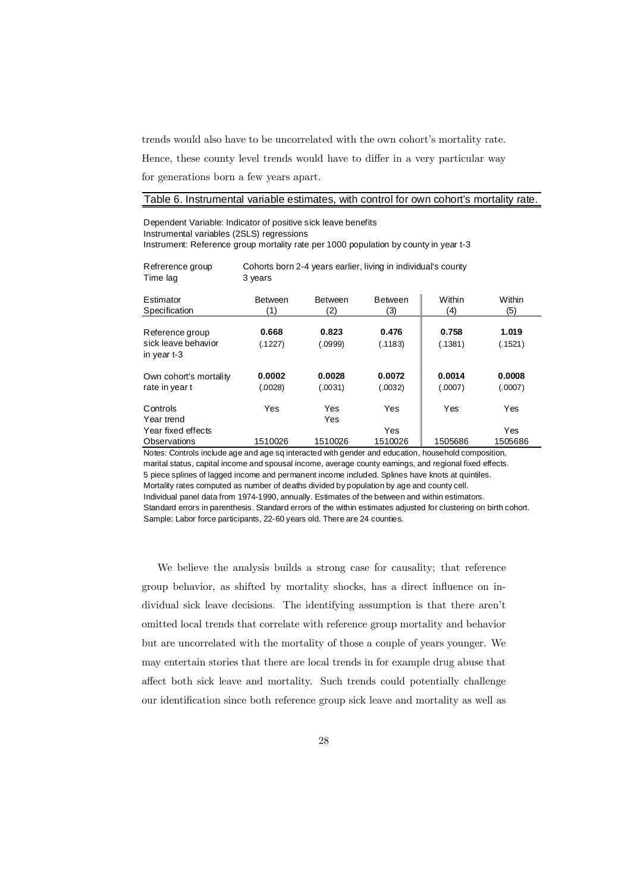trends would also have to be uncorrelated with the own cohort's mortality rate. Hence, these county level trends would have to differ in a very particular way for generations born a few years apart.

Table 6. Instrumental variable estimates, with control for own cohort's mortality rate.

Dependent Variable: Indicator of positive sick leave benefits
Instrumental variables (2SLS) regressions
Instrument: Reference group mortality rate per 1000 population by county in year t-3

Refrerence group: Cohorts born 2-4 years earlier, living in individual's county
Time lag: 3 years

| Estimator<br>Specification | Between<br>(1) | Between<br>(2) | Between<br>(3) | Within<br>(4) | Within<br>(5) |
|---|---|---|---|---|---|
| Reference group sick leave behavior in year t-3 | **0.668** | **0.823** | **0.476** | **0.758** | **1.019** |
| | (.1227) | (.0999) | (.1183) | (.1381) | (.1521) |
| Own cohort's mortality rate in year t | **0.0002** | **0.0028** | **0.0072** | **0.0014** | **0.0008** |
| | (.0028) | (.0031) | (.0032) | (.0007) | (.0007) |
| Controls | Yes | Yes | Yes | Yes | Yes |
| Year trend | | Yes | | | |
| Year fixed effects | | | Yes | | Yes |
| Observations | 1510026 | 1510026 | 1510026 | 1505686 | 1505686 |

Notes: Controls include age and age sq interacted with gender and education, household composition, marital status, capital income and spousal income, average county earnings, and regional fixed effects. 5 piece splines of lagged income and permanent income included. Splines have knots at quintiles. Mortality rates computed as number of deaths divided by population by age and county cell. Individual panel data from 1974-1990, annually. Estimates of the between and within estimators. Standard errors in parenthesis. Standard errors of the within estimates adjusted for clustering on birth cohort. Sample: Labor force participants, 22-60 years old. There are 24 counties.

We believe the analysis builds a strong case for causality; that reference group behavior, as shifted by mortality shocks, has a direct influence on individual sick leave decisions. The identifying assumption is that there aren't omitted local trends that correlate with reference group mortality and behavior but are uncorrelated with the mortality of those a couple of years younger. We may entertain stories that there are local trends in for example drug abuse that affect both sick leave and mortality. Such trends could potentially challenge our identification since both reference group sick leave and mortality as well as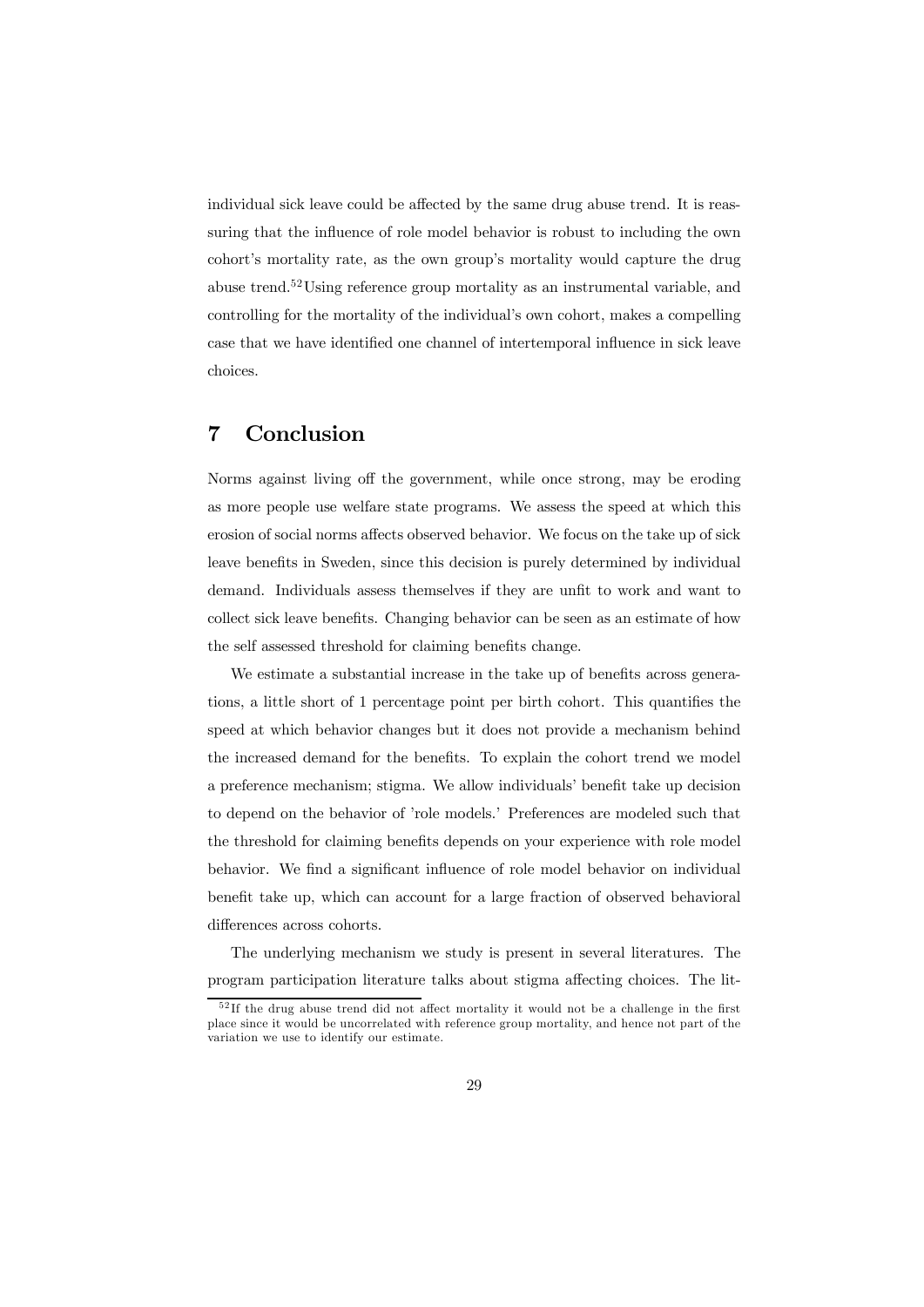individual sick leave could be affected by the same drug abuse trend. It is reassuring that the influence of role model behavior is robust to including the own cohort's mortality rate, as the own group's mortality would capture the drug abuse trend.[52] Using reference group mortality as an instrumental variable, and controlling for the mortality of the individual's own cohort, makes a compelling case that we have identified one channel of intertemporal influence in sick leave choices.

## 7 Conclusion

Norms against living off the government, while once strong, may be eroding as more people use welfare state programs. We assess the speed at which this erosion of social norms affects observed behavior. We focus on the take up of sick leave benefits in Sweden, since this decision is purely determined by individual demand. Individuals assess themselves if they are unfit to work and want to collect sick leave benefits. Changing behavior can be seen as an estimate of how the self assessed threshold for claiming benefits change.

We estimate a substantial increase in the take up of benefits across generations, a little short of 1 percentage point per birth cohort. This quantifies the speed at which behavior changes but it does not provide a mechanism behind the increased demand for the benefits. To explain the cohort trend we model a preference mechanism; stigma. We allow individuals' benefit take up decision to depend on the behavior of 'role models.' Preferences are modeled such that the threshold for claiming benefits depends on your experience with role model behavior. We find a significant influence of role model behavior on individual benefit take up, which can account for a large fraction of observed behavioral differences across cohorts.

The underlying mechanism we study is present in several literatures. The program participation literature talks about stigma affecting choices. The lit-

[52] If the drug abuse trend did not affect mortality it would not be a challenge in the first place since it would be uncorrelated with reference group mortality, and hence not part of the variation we use to identify our estimate.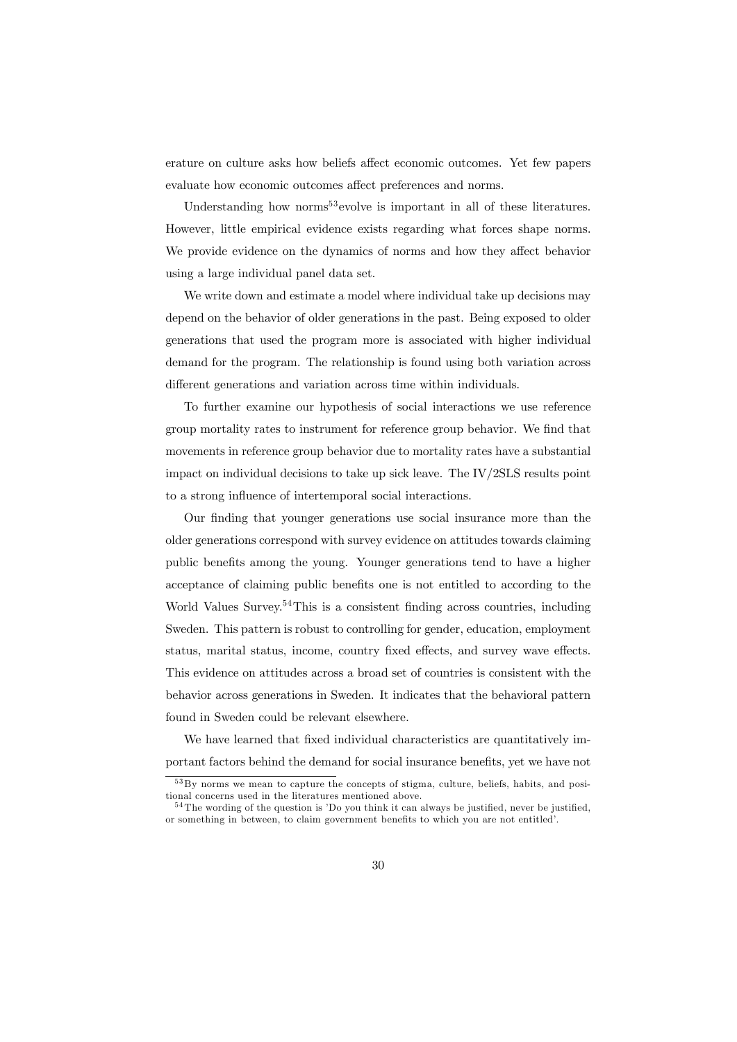erature on culture asks how beliefs affect economic outcomes. Yet few papers evaluate how economic outcomes affect preferences and norms.

Understanding how norms[53]evolve is important in all of these literatures. However, little empirical evidence exists regarding what forces shape norms. We provide evidence on the dynamics of norms and how they affect behavior using a large individual panel data set.

We write down and estimate a model where individual take up decisions may depend on the behavior of older generations in the past. Being exposed to older generations that used the program more is associated with higher individual demand for the program. The relationship is found using both variation across different generations and variation across time within individuals.

To further examine our hypothesis of social interactions we use reference group mortality rates to instrument for reference group behavior. We find that movements in reference group behavior due to mortality rates have a substantial impact on individual decisions to take up sick leave. The IV/2SLS results point to a strong influence of intertemporal social interactions.

Our finding that younger generations use social insurance more than the older generations correspond with survey evidence on attitudes towards claiming public benefits among the young. Younger generations tend to have a higher acceptance of claiming public benefits one is not entitled to according to the World Values Survey.[54]This is a consistent finding across countries, including Sweden. This pattern is robust to controlling for gender, education, employment status, marital status, income, country fixed effects, and survey wave effects. This evidence on attitudes across a broad set of countries is consistent with the behavior across generations in Sweden. It indicates that the behavioral pattern found in Sweden could be relevant elsewhere.

We have learned that fixed individual characteristics are quantitatively important factors behind the demand for social insurance benefits, yet we have not

[53]By norms we mean to capture the concepts of stigma, culture, beliefs, habits, and positional concerns used in the literatures mentioned above.

[54]The wording of the question is 'Do you think it can always be justified, never be justified, or something in between, to claim government benefits to which you are not entitled'.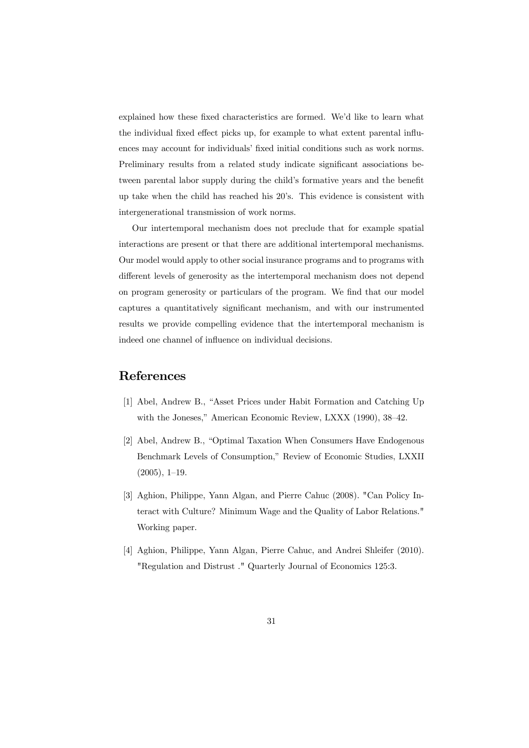explained how these fixed characteristics are formed. We'd like to learn what the individual fixed effect picks up, for example to what extent parental influences may account for individuals' fixed initial conditions such as work norms. Preliminary results from a related study indicate significant associations between parental labor supply during the child's formative years and the benefit up take when the child has reached his 20's. This evidence is consistent with intergenerational transmission of work norms.

Our intertemporal mechanism does not preclude that for example spatial interactions are present or that there are additional intertemporal mechanisms. Our model would apply to other social insurance programs and to programs with different levels of generosity as the intertemporal mechanism does not depend on program generosity or particulars of the program. We find that our model captures a quantitatively significant mechanism, and with our instrumented results we provide compelling evidence that the intertemporal mechanism is indeed one channel of influence on individual decisions.

# References

[1] Abel, Andrew B., "Asset Prices under Habit Formation and Catching Up with the Joneses," American Economic Review, LXXX (1990), 38–42.

[2] Abel, Andrew B., "Optimal Taxation When Consumers Have Endogenous Benchmark Levels of Consumption," Review of Economic Studies, LXXII (2005), 1–19.

[3] Aghion, Philippe, Yann Algan, and Pierre Cahuc (2008). "Can Policy Interact with Culture? Minimum Wage and the Quality of Labor Relations." Working paper.

[4] Aghion, Philippe, Yann Algan, Pierre Cahuc, and Andrei Shleifer (2010). "Regulation and Distrust ." Quarterly Journal of Economics 125:3.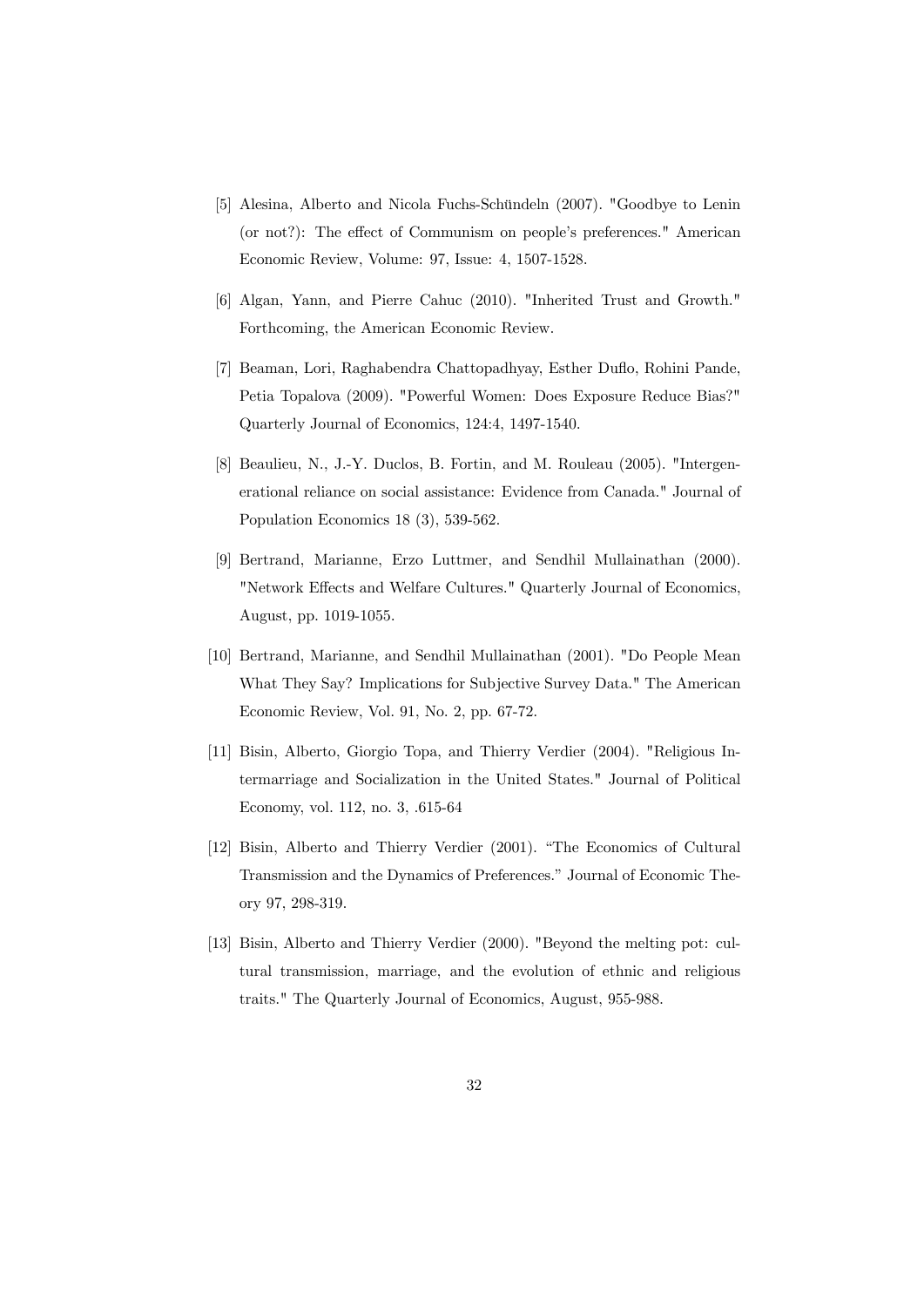[5] Alesina, Alberto and Nicola Fuchs-Schündeln (2007). "Goodbye to Lenin (or not?): The effect of Communism on people's preferences." American Economic Review, Volume: 97, Issue: 4, 1507-1528.

[6] Algan, Yann, and Pierre Cahuc (2010). "Inherited Trust and Growth." Forthcoming, the American Economic Review.

[7] Beaman, Lori, Raghabendra Chattopadhyay, Esther Duflo, Rohini Pande, Petia Topalova (2009). "Powerful Women: Does Exposure Reduce Bias?" Quarterly Journal of Economics, 124:4, 1497-1540.

[8] Beaulieu, N., J.-Y. Duclos, B. Fortin, and M. Rouleau (2005). "Intergenerational reliance on social assistance: Evidence from Canada." Journal of Population Economics 18 (3), 539-562.

[9] Bertrand, Marianne, Erzo Luttmer, and Sendhil Mullainathan (2000). "Network Effects and Welfare Cultures." Quarterly Journal of Economics, August, pp. 1019-1055.

[10] Bertrand, Marianne, and Sendhil Mullainathan (2001). "Do People Mean What They Say? Implications for Subjective Survey Data." The American Economic Review, Vol. 91, No. 2, pp. 67-72.

[11] Bisin, Alberto, Giorgio Topa, and Thierry Verdier (2004). "Religious Intermarriage and Socialization in the United States." Journal of Political Economy, vol. 112, no. 3, .615-64

[12] Bisin, Alberto and Thierry Verdier (2001). "The Economics of Cultural Transmission and the Dynamics of Preferences." Journal of Economic Theory 97, 298-319.

[13] Bisin, Alberto and Thierry Verdier (2000). "Beyond the melting pot: cultural transmission, marriage, and the evolution of ethnic and religious traits." The Quarterly Journal of Economics, August, 955-988.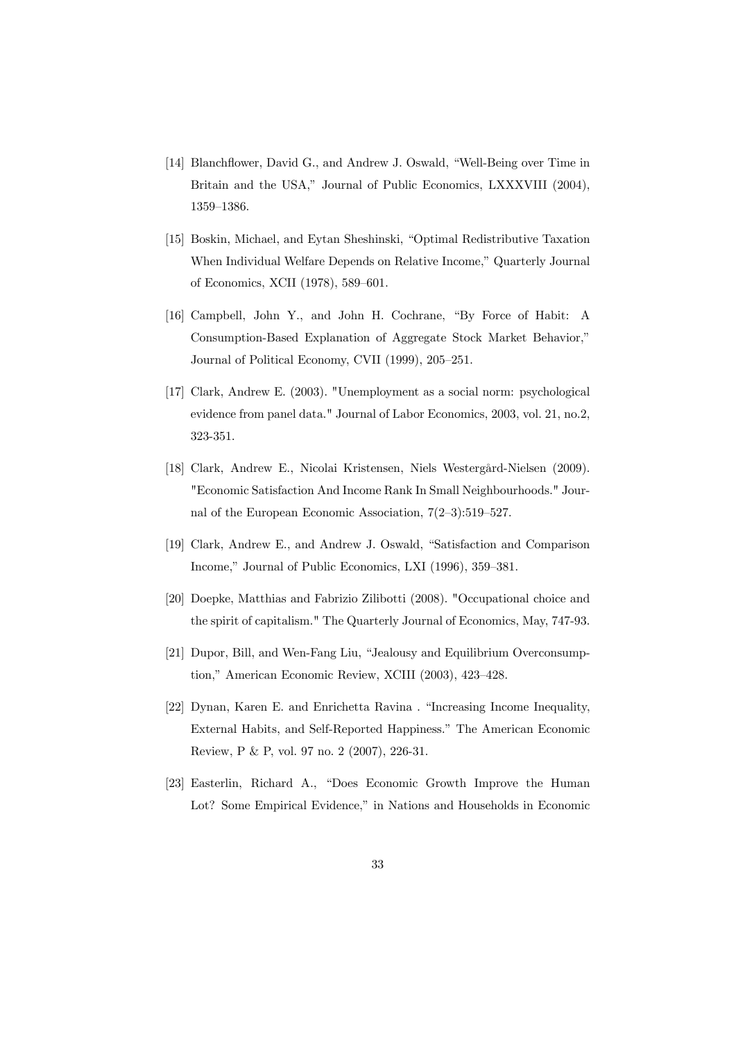[14] Blanchflower, David G., and Andrew J. Oswald, "Well-Being over Time in Britain and the USA," Journal of Public Economics, LXXXVIII (2004), 1359–1386.

[15] Boskin, Michael, and Eytan Sheshinski, "Optimal Redistributive Taxation When Individual Welfare Depends on Relative Income," Quarterly Journal of Economics, XCII (1978), 589–601.

[16] Campbell, John Y., and John H. Cochrane, "By Force of Habit: A Consumption-Based Explanation of Aggregate Stock Market Behavior," Journal of Political Economy, CVII (1999), 205–251.

[17] Clark, Andrew E. (2003). "Unemployment as a social norm: psychological evidence from panel data." Journal of Labor Economics, 2003, vol. 21, no.2, 323-351.

[18] Clark, Andrew E., Nicolai Kristensen, Niels Westergård-Nielsen (2009). "Economic Satisfaction And Income Rank In Small Neighbourhoods." Journal of the European Economic Association, 7(2–3):519–527.

[19] Clark, Andrew E., and Andrew J. Oswald, "Satisfaction and Comparison Income," Journal of Public Economics, LXI (1996), 359–381.

[20] Doepke, Matthias and Fabrizio Zilibotti (2008). "Occupational choice and the spirit of capitalism." The Quarterly Journal of Economics, May, 747-93.

[21] Dupor, Bill, and Wen-Fang Liu, "Jealousy and Equilibrium Overconsumption," American Economic Review, XCIII (2003), 423–428.

[22] Dynan, Karen E. and Enrichetta Ravina . "Increasing Income Inequality, External Habits, and Self-Reported Happiness." The American Economic Review, P & P, vol. 97 no. 2 (2007), 226-31.

[23] Easterlin, Richard A., "Does Economic Growth Improve the Human Lot? Some Empirical Evidence," in Nations and Households in Economic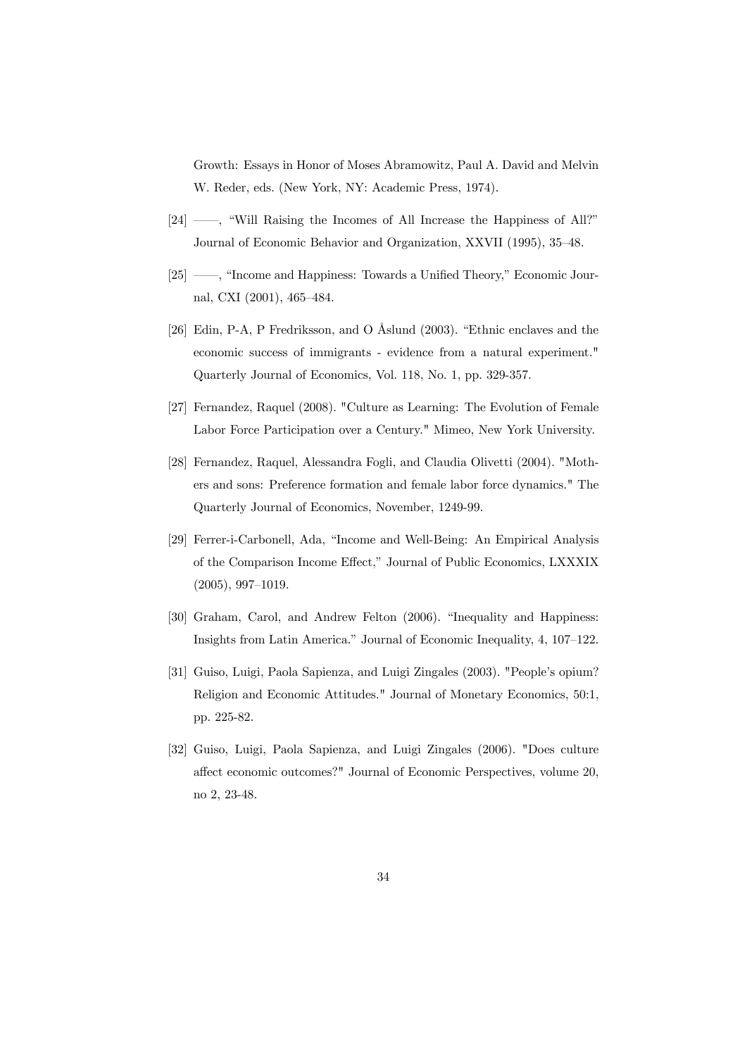Growth: Essays in Honor of Moses Abramowitz, Paul A. David and Melvin W. Reder, eds. (New York, NY: Academic Press, 1974).

[24] ——, "Will Raising the Incomes of All Increase the Happiness of All?" Journal of Economic Behavior and Organization, XXVII (1995), 35–48.

[25] ——, "Income and Happiness: Towards a Unified Theory," Economic Journal, CXI (2001), 465–484.

[26] Edin, P-A, P Fredriksson, and O Åslund (2003). "Ethnic enclaves and the economic success of immigrants - evidence from a natural experiment." Quarterly Journal of Economics, Vol. 118, No. 1, pp. 329-357.

[27] Fernandez, Raquel (2008). "Culture as Learning: The Evolution of Female Labor Force Participation over a Century." Mimeo, New York University.

[28] Fernandez, Raquel, Alessandra Fogli, and Claudia Olivetti (2004). "Mothers and sons: Preference formation and female labor force dynamics." The Quarterly Journal of Economics, November, 1249-99.

[29] Ferrer-i-Carbonell, Ada, "Income and Well-Being: An Empirical Analysis of the Comparison Income Effect," Journal of Public Economics, LXXXIX (2005), 997–1019.

[30] Graham, Carol, and Andrew Felton (2006). "Inequality and Happiness: Insights from Latin America." Journal of Economic Inequality, 4, 107–122.

[31] Guiso, Luigi, Paola Sapienza, and Luigi Zingales (2003). "People's opium? Religion and Economic Attitudes." Journal of Monetary Economics, 50:1, pp. 225-82.

[32] Guiso, Luigi, Paola Sapienza, and Luigi Zingales (2006). "Does culture affect economic outcomes?" Journal of Economic Perspectives, volume 20, no 2, 23-48.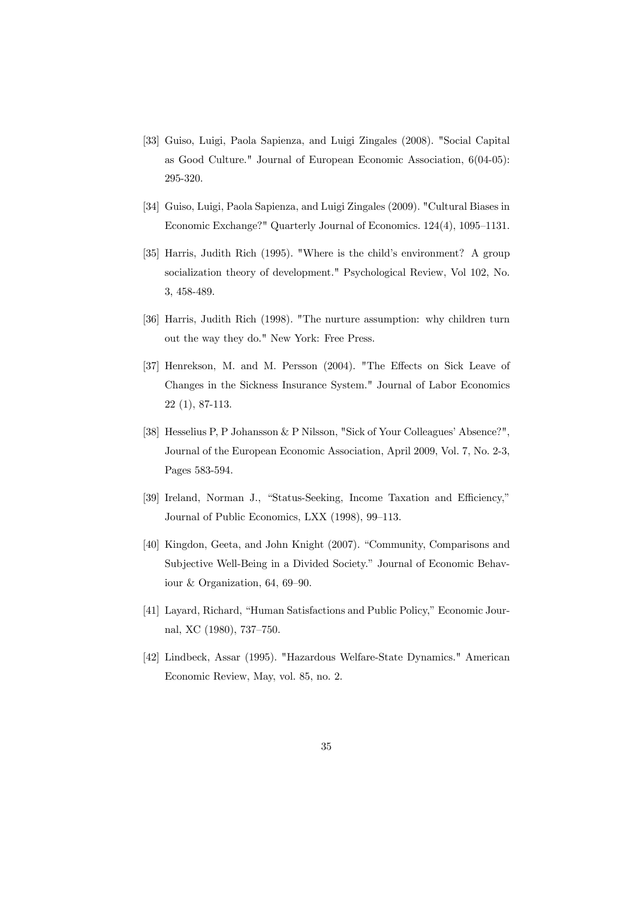[33] Guiso, Luigi, Paola Sapienza, and Luigi Zingales (2008). "Social Capital as Good Culture." Journal of European Economic Association, 6(04-05): 295-320.

[34] Guiso, Luigi, Paola Sapienza, and Luigi Zingales (2009). "Cultural Biases in Economic Exchange?" Quarterly Journal of Economics. 124(4), 1095–1131.

[35] Harris, Judith Rich (1995). "Where is the child's environment? A group socialization theory of development." Psychological Review, Vol 102, No. 3, 458-489.

[36] Harris, Judith Rich (1998). "The nurture assumption: why children turn out the way they do." New York: Free Press.

[37] Henrekson, M. and M. Persson (2004). "The Effects on Sick Leave of Changes in the Sickness Insurance System." Journal of Labor Economics 22 (1), 87-113.

[38] Hesselius P, P Johansson & P Nilsson, "Sick of Your Colleagues' Absence?", Journal of the European Economic Association, April 2009, Vol. 7, No. 2-3, Pages 583-594.

[39] Ireland, Norman J., "Status-Seeking, Income Taxation and Efficiency," Journal of Public Economics, LXX (1998), 99–113.

[40] Kingdon, Geeta, and John Knight (2007). "Community, Comparisons and Subjective Well-Being in a Divided Society." Journal of Economic Behaviour & Organization, 64, 69–90.

[41] Layard, Richard, "Human Satisfactions and Public Policy," Economic Journal, XC (1980), 737–750.

[42] Lindbeck, Assar (1995). "Hazardous Welfare-State Dynamics." American Economic Review, May, vol. 85, no. 2.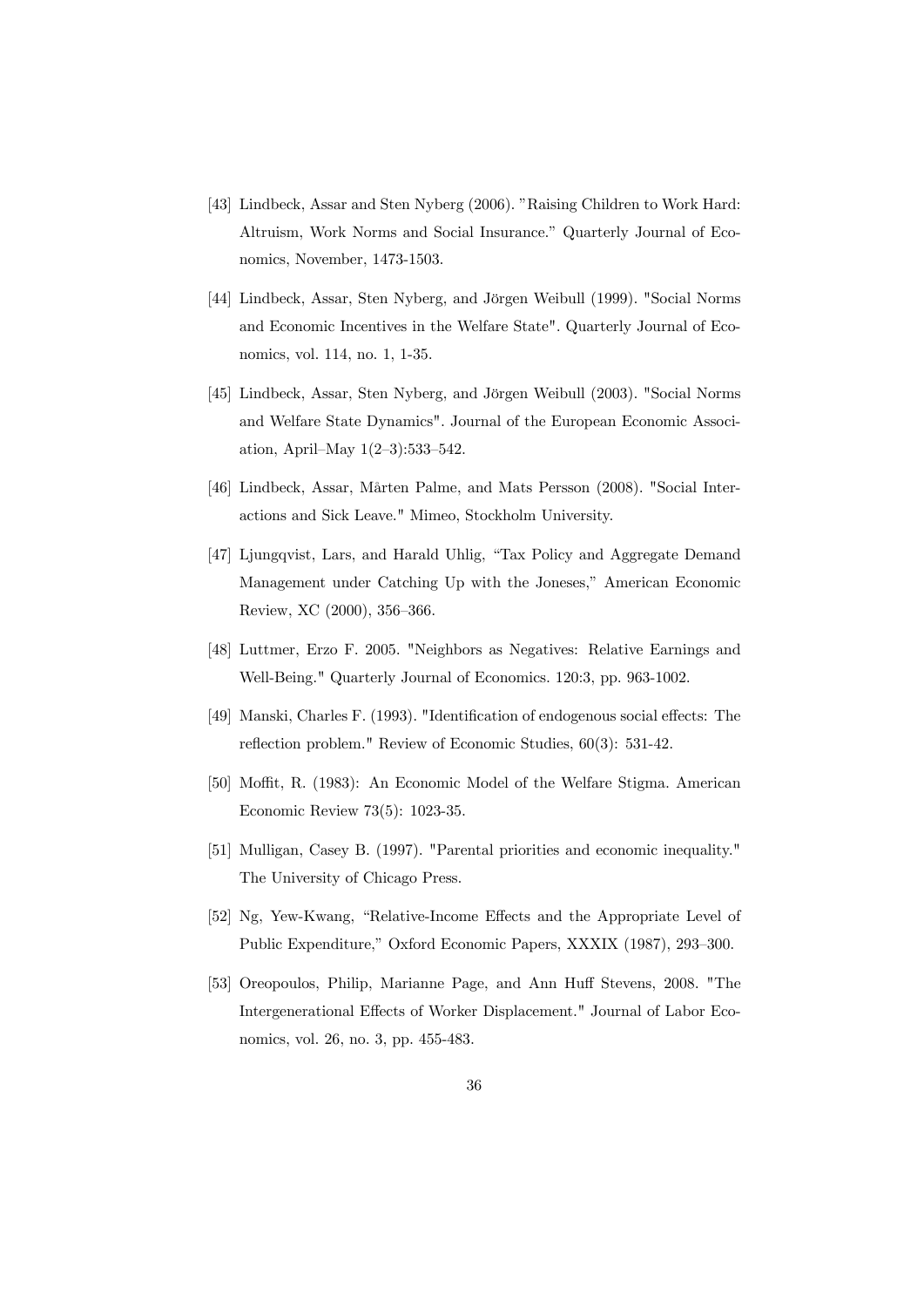[43] Lindbeck, Assar and Sten Nyberg (2006). "Raising Children to Work Hard: Altruism, Work Norms and Social Insurance." Quarterly Journal of Economics, November, 1473-1503.

[44] Lindbeck, Assar, Sten Nyberg, and Jörgen Weibull (1999). "Social Norms and Economic Incentives in the Welfare State". Quarterly Journal of Economics, vol. 114, no. 1, 1-35.

[45] Lindbeck, Assar, Sten Nyberg, and Jörgen Weibull (2003). "Social Norms and Welfare State Dynamics". Journal of the European Economic Association, April–May 1(2–3):533–542.

[46] Lindbeck, Assar, Mårten Palme, and Mats Persson (2008). "Social Interactions and Sick Leave." Mimeo, Stockholm University.

[47] Ljungqvist, Lars, and Harald Uhlig, "Tax Policy and Aggregate Demand Management under Catching Up with the Joneses," American Economic Review, XC (2000), 356–366.

[48] Luttmer, Erzo F. 2005. "Neighbors as Negatives: Relative Earnings and Well-Being." Quarterly Journal of Economics. 120:3, pp. 963-1002.

[49] Manski, Charles F. (1993). "Identification of endogenous social effects: The reflection problem." Review of Economic Studies, 60(3): 531-42.

[50] Moffit, R. (1983): An Economic Model of the Welfare Stigma. American Economic Review 73(5): 1023-35.

[51] Mulligan, Casey B. (1997). "Parental priorities and economic inequality." The University of Chicago Press.

[52] Ng, Yew-Kwang, "Relative-Income Effects and the Appropriate Level of Public Expenditure," Oxford Economic Papers, XXXIX (1987), 293–300.

[53] Oreopoulos, Philip, Marianne Page, and Ann Huff Stevens, 2008. "The Intergenerational Effects of Worker Displacement." Journal of Labor Economics, vol. 26, no. 3, pp. 455-483.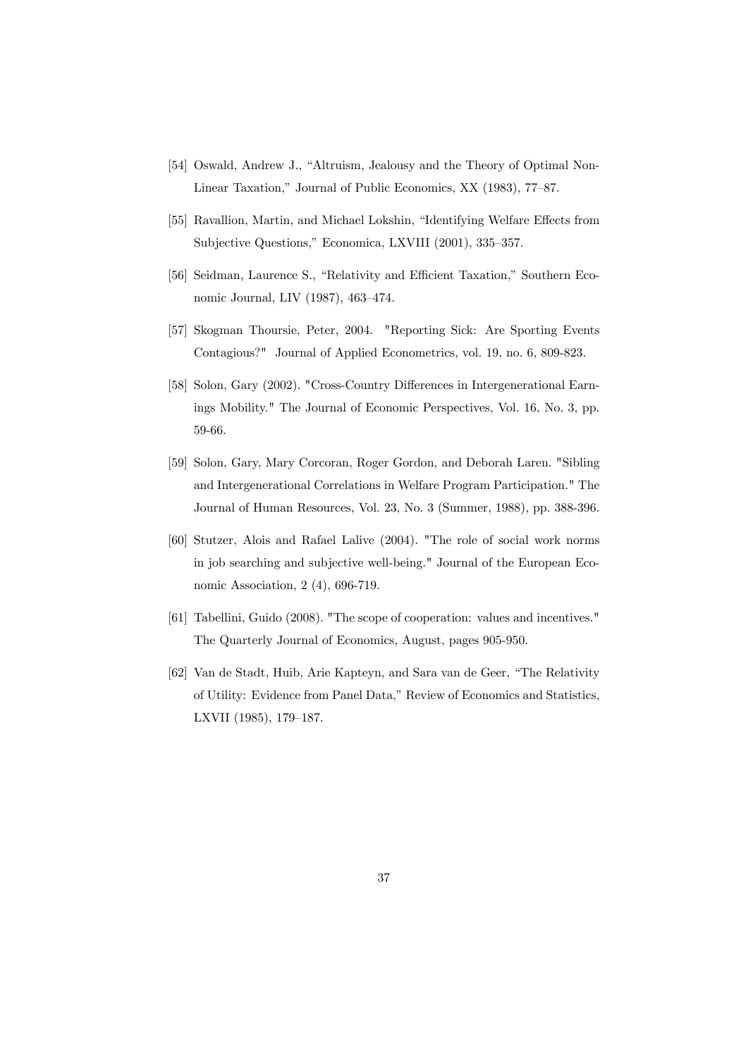[54] Oswald, Andrew J., "Altruism, Jealousy and the Theory of Optimal Non-Linear Taxation," Journal of Public Economics, XX (1983), 77–87.

[55] Ravallion, Martin, and Michael Lokshin, "Identifying Welfare Effects from Subjective Questions," Economica, LXVIII (2001), 335–357.

[56] Seidman, Laurence S., "Relativity and Efficient Taxation," Southern Economic Journal, LIV (1987), 463–474.

[57] Skogman Thoursie, Peter, 2004. "Reporting Sick: Are Sporting Events Contagious?" Journal of Applied Econometrics, vol. 19, no. 6, 809-823.

[58] Solon, Gary (2002). "Cross-Country Differences in Intergenerational Earnings Mobility." The Journal of Economic Perspectives, Vol. 16, No. 3, pp. 59-66.

[59] Solon, Gary, Mary Corcoran, Roger Gordon, and Deborah Laren. "Sibling and Intergenerational Correlations in Welfare Program Participation." The Journal of Human Resources, Vol. 23, No. 3 (Summer, 1988), pp. 388-396.

[60] Stutzer, Alois and Rafael Lalive (2004). "The role of social work norms in job searching and subjective well-being." Journal of the European Economic Association, 2 (4), 696-719.

[61] Tabellini, Guido (2008). "The scope of cooperation: values and incentives." The Quarterly Journal of Economics, August, pages 905-950.

[62] Van de Stadt, Huib, Arie Kapteyn, and Sara van de Geer, "The Relativity of Utility: Evidence from Panel Data," Review of Economics and Statistics, LXVII (1985), 179–187.